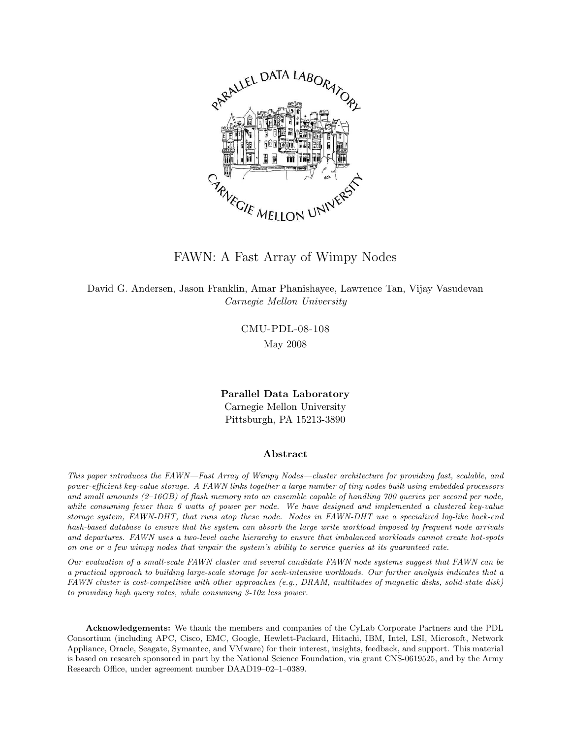# FAWN: A Fast Array of Wimpy Nodes

David G. Andersen, Jason Franklin, Amar Phanishayee, Lawrence Tan, Vijay Vasudevan
*Carnegie Mellon University*

CMU-PDL-08-108
May 2008

**Parallel Data Laboratory**
Carnegie Mellon University
Pittsburgh, PA 15213-3890

## Abstract

*This paper introduces the FAWN—Fast Array of Wimpy Nodes—cluster architecture for providing fast, scalable, and power-efficient key-value storage. A FAWN links together a large number of tiny nodes built using embedded processors and small amounts (2–16GB) of flash memory into an ensemble capable of handling 700 queries per second per node, while consuming fewer than 6 watts of power per node. We have designed and implemented a clustered key-value storage system, FAWN-DHT, that runs atop these node. Nodes in FAWN-DHT use a specialized log-like back-end hash-based database to ensure that the system can absorb the large write workload imposed by frequent node arrivals and departures. FAWN uses a two-level cache hierarchy to ensure that imbalanced workloads cannot create hot-spots on one or a few wimpy nodes that impair the system's ability to service queries at its guaranteed rate.*

*Our evaluation of a small-scale FAWN cluster and several candidate FAWN node systems suggest that FAWN can be a practical approach to building large-scale storage for seek-intensive workloads. Our further analysis indicates that a FAWN cluster is cost-competitive with other approaches (e.g., DRAM, multitudes of magnetic disks, solid-state disk) to providing high query rates, while consuming 3-10x less power.*

**Acknowledgements:** We thank the members and companies of the CyLab Corporate Partners and the PDL Consortium (including APC, Cisco, EMC, Google, Hewlett-Packard, Hitachi, IBM, Intel, LSI, Microsoft, Network Appliance, Oracle, Seagate, Symantec, and VMware) for their interest, insights, feedback, and support. This material is based on research sponsored in part by the National Science Foundation, via grant CNS-0619525, and by the Army Research Office, under agreement number DAAD19–02–1–0389.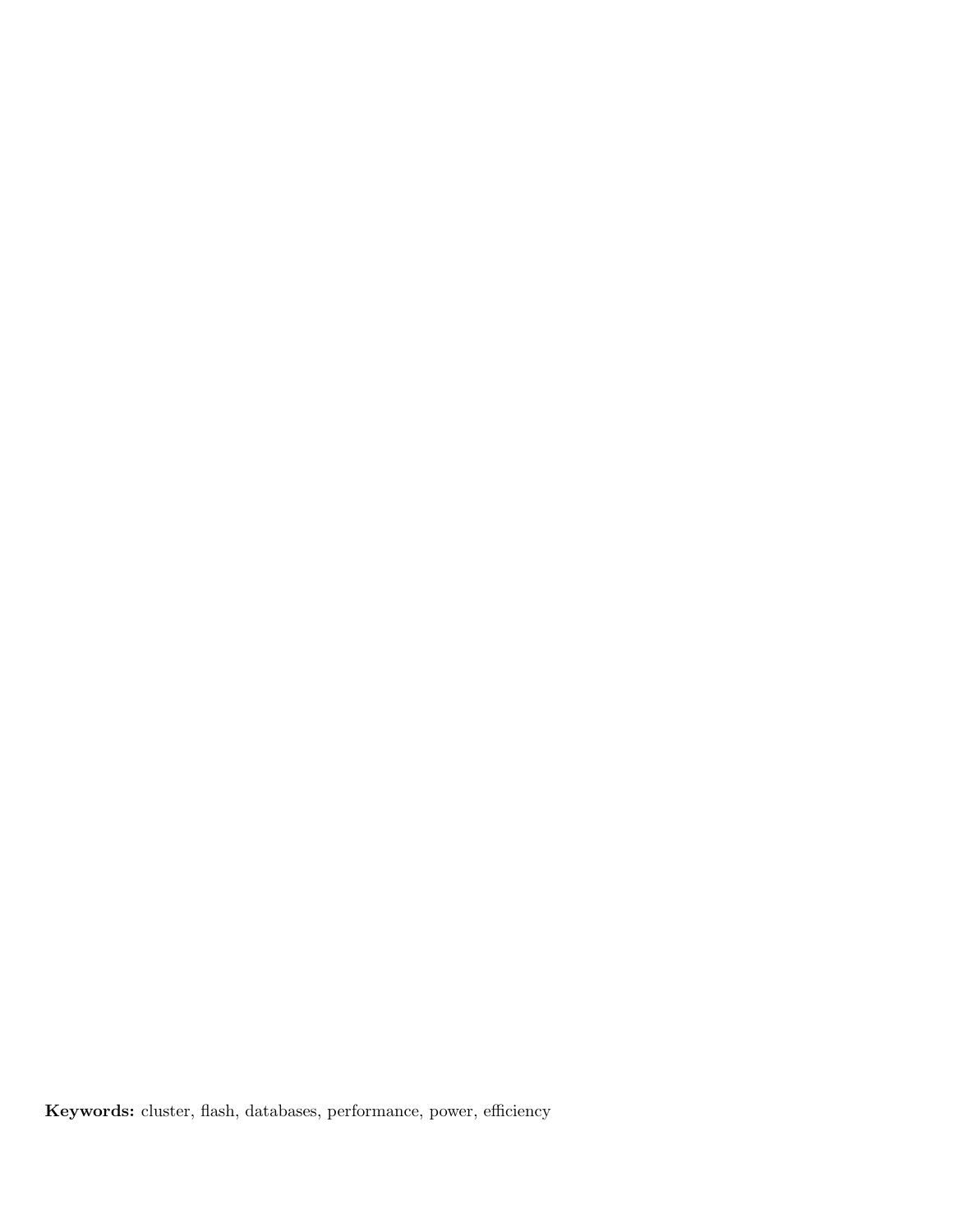**Keywords:** cluster, flash, databases, performance, power, efficiency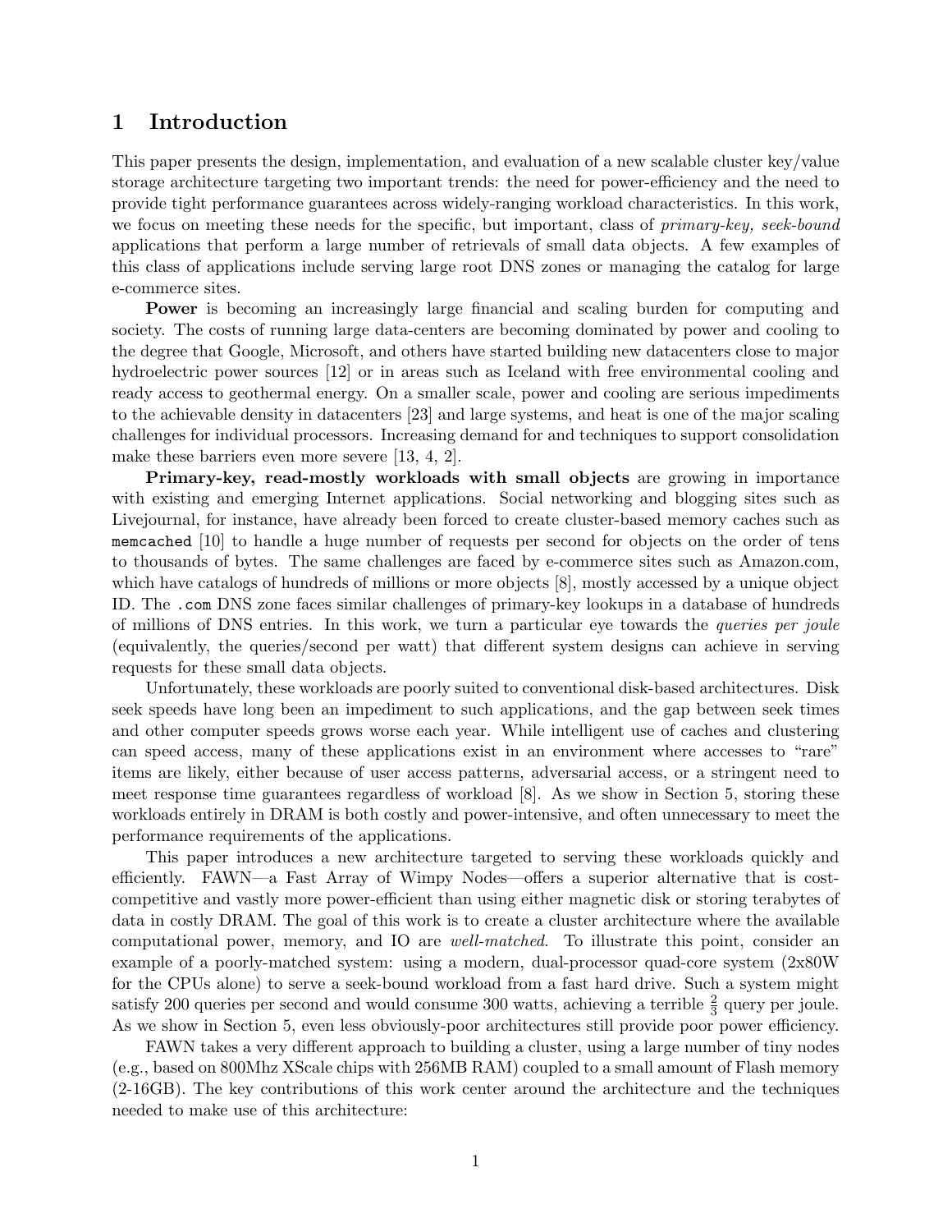# 1 Introduction

This paper presents the design, implementation, and evaluation of a new scalable cluster key/value storage architecture targeting two important trends: the need for power-efficiency and the need to provide tight performance guarantees across widely-ranging workload characteristics. In this work, we focus on meeting these needs for the specific, but important, class of *primary-key, seek-bound* applications that perform a large number of retrievals of small data objects. A few examples of this class of applications include serving large root DNS zones or managing the catalog for large e-commerce sites.

**Power** is becoming an increasingly large financial and scaling burden for computing and society. The costs of running large data-centers are becoming dominated by power and cooling to the degree that Google, Microsoft, and others have started building new datacenters close to major hydroelectric power sources [12] or in areas such as Iceland with free environmental cooling and ready access to geothermal energy. On a smaller scale, power and cooling are serious impediments to the achievable density in datacenters [23] and large systems, and heat is one of the major scaling challenges for individual processors. Increasing demand for and techniques to support consolidation make these barriers even more severe [13, 4, 2].

**Primary-key, read-mostly workloads with small objects** are growing in importance with existing and emerging Internet applications. Social networking and blogging sites such as Livejournal, for instance, have already been forced to create cluster-based memory caches such as `memcached` [10] to handle a huge number of requests per second for objects on the order of tens to thousands of bytes. The same challenges are faced by e-commerce sites such as Amazon.com, which have catalogs of hundreds of millions or more objects [8], mostly accessed by a unique object ID. The `.com` DNS zone faces similar challenges of primary-key lookups in a database of hundreds of millions of DNS entries. In this work, we turn a particular eye towards the *queries per joule* (equivalently, the queries/second per watt) that different system designs can achieve in serving requests for these small data objects.

Unfortunately, these workloads are poorly suited to conventional disk-based architectures. Disk seek speeds have long been an impediment to such applications, and the gap between seek times and other computer speeds grows worse each year. While intelligent use of caches and clustering can speed access, many of these applications exist in an environment where accesses to "rare" items are likely, either because of user access patterns, adversarial access, or a stringent need to meet response time guarantees regardless of workload [8]. As we show in Section 5, storing these workloads entirely in DRAM is both costly and power-intensive, and often unnecessary to meet the performance requirements of the applications.

This paper introduces a new architecture targeted to serving these workloads quickly and efficiently. FAWN—a Fast Array of Wimpy Nodes—offers a superior alternative that is cost-competitive and vastly more power-efficient than using either magnetic disk or storing terabytes of data in costly DRAM. The goal of this work is to create a cluster architecture where the available computational power, memory, and IO are *well-matched*. To illustrate this point, consider an example of a poorly-matched system: using a modern, dual-processor quad-core system (2x80W for the CPUs alone) to serve a seek-bound workload from a fast hard drive. Such a system might satisfy 200 queries per second and would consume 300 watts, achieving a terrible $\frac{2}{3}$ query per joule. As we show in Section 5, even less obviously-poor architectures still provide poor power efficiency.

FAWN takes a very different approach to building a cluster, using a large number of tiny nodes (e.g., based on 800Mhz XScale chips with 256MB RAM) coupled to a small amount of Flash memory (2-16GB). The key contributions of this work center around the architecture and the techniques needed to make use of this architecture: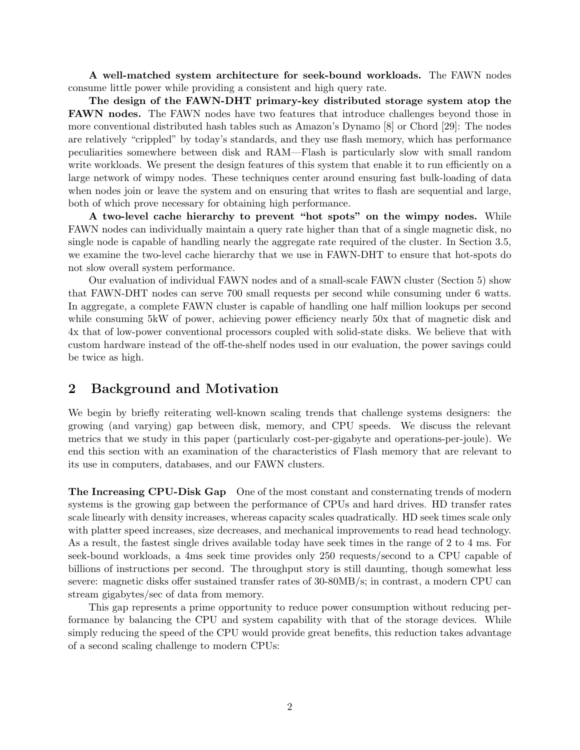**A well-matched system architecture for seek-bound workloads.** The FAWN nodes consume little power while providing a consistent and high query rate.

**The design of the FAWN-DHT primary-key distributed storage system atop the FAWN nodes.** The FAWN nodes have two features that introduce challenges beyond those in more conventional distributed hash tables such as Amazon's Dynamo [8] or Chord [29]: The nodes are relatively "crippled" by today's standards, and they use flash memory, which has performance peculiarities somewhere between disk and RAM—Flash is particularly slow with small random write workloads. We present the design features of this system that enable it to run efficiently on a large network of wimpy nodes. These techniques center around ensuring fast bulk-loading of data when nodes join or leave the system and on ensuring that writes to flash are sequential and large, both of which prove necessary for obtaining high performance.

**A two-level cache hierarchy to prevent "hot spots" on the wimpy nodes.** While FAWN nodes can individually maintain a query rate higher than that of a single magnetic disk, no single node is capable of handling nearly the aggregate rate required of the cluster. In Section 3.5, we examine the two-level cache hierarchy that we use in FAWN-DHT to ensure that hot-spots do not slow overall system performance.

Our evaluation of individual FAWN nodes and of a small-scale FAWN cluster (Section 5) show that FAWN-DHT nodes can serve 700 small requests per second while consuming under 6 watts. In aggregate, a complete FAWN cluster is capable of handling one half million lookups per second while consuming 5kW of power, achieving power efficiency nearly 50x that of magnetic disk and 4x that of low-power conventional processors coupled with solid-state disks. We believe that with custom hardware instead of the off-the-shelf nodes used in our evaluation, the power savings could be twice as high.

## 2 Background and Motivation

We begin by briefly reiterating well-known scaling trends that challenge systems designers: the growing (and varying) gap between disk, memory, and CPU speeds. We discuss the relevant metrics that we study in this paper (particularly cost-per-gigabyte and operations-per-joule). We end this section with an examination of the characteristics of Flash memory that are relevant to its use in computers, databases, and our FAWN clusters.

**The Increasing CPU-Disk Gap** One of the most constant and consternating trends of modern systems is the growing gap between the performance of CPUs and hard drives. HD transfer rates scale linearly with density increases, whereas capacity scales quadratically. HD seek times scale only with platter speed increases, size decreases, and mechanical improvements to read head technology. As a result, the fastest single drives available today have seek times in the range of 2 to 4 ms. For seek-bound workloads, a 4ms seek time provides only 250 requests/second to a CPU capable of billions of instructions per second. The throughput story is still daunting, though somewhat less severe: magnetic disks offer sustained transfer rates of 30-80MB/s; in contrast, a modern CPU can stream gigabytes/sec of data from memory.

This gap represents a prime opportunity to reduce power consumption without reducing performance by balancing the CPU and system capability with that of the storage devices. While simply reducing the speed of the CPU would provide great benefits, this reduction takes advantage of a second scaling challenge to modern CPUs: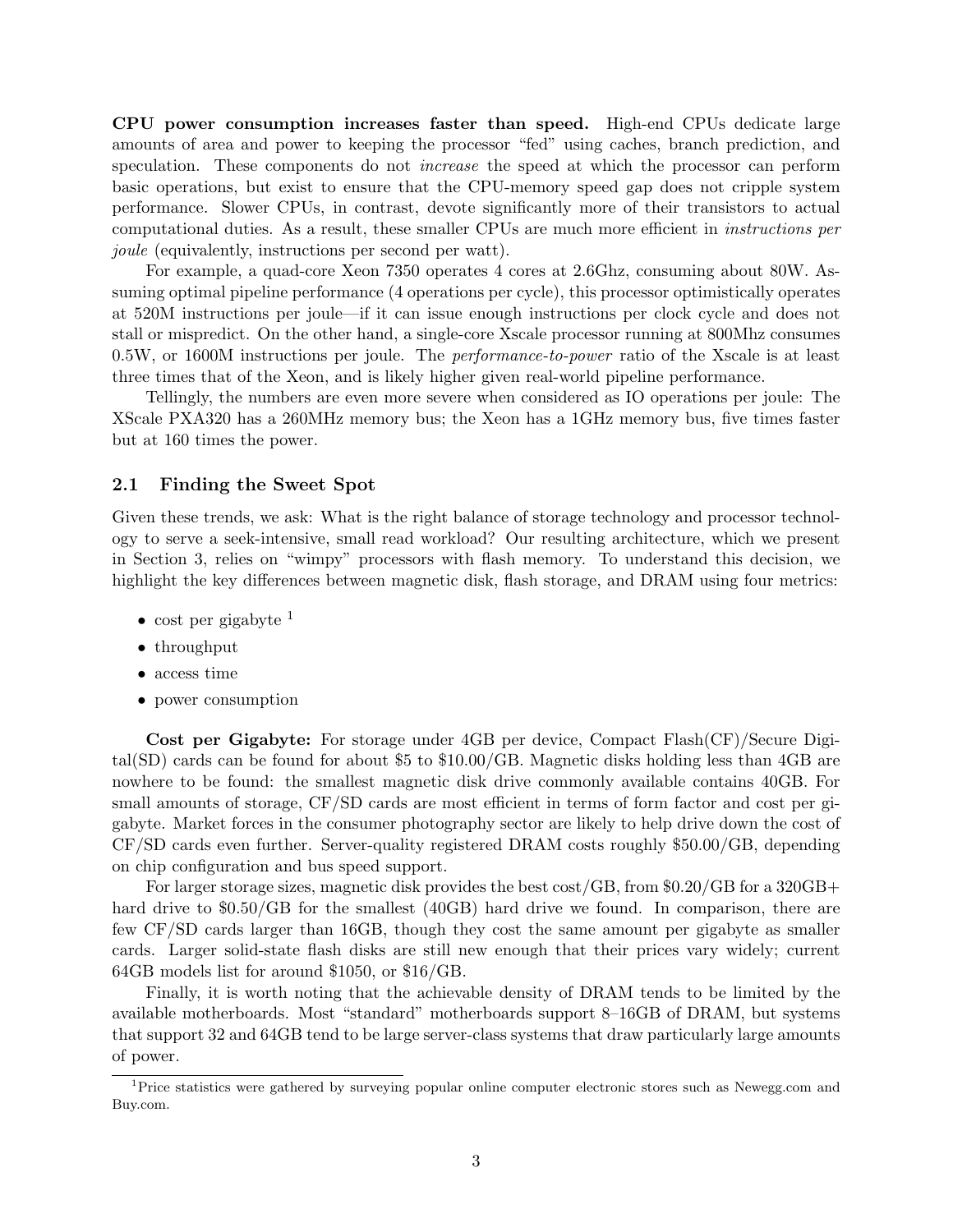**CPU power consumption increases faster than speed.** High-end CPUs dedicate large amounts of area and power to keeping the processor "fed" using caches, branch prediction, and speculation. These components do not *increase* the speed at which the processor can perform basic operations, but exist to ensure that the CPU-memory speed gap does not cripple system performance. Slower CPUs, in contrast, devote significantly more of their transistors to actual computational duties. As a result, these smaller CPUs are much more efficient in *instructions per joule* (equivalently, instructions per second per watt).

For example, a quad-core Xeon 7350 operates 4 cores at 2.6Ghz, consuming about 80W. Assuming optimal pipeline performance (4 operations per cycle), this processor optimistically operates at 520M instructions per joule—if it can issue enough instructions per clock cycle and does not stall or mispredict. On the other hand, a single-core Xscale processor running at 800Mhz consumes 0.5W, or 1600M instructions per joule. The *performance-to-power* ratio of the Xscale is at least three times that of the Xeon, and is likely higher given real-world pipeline performance.

Tellingly, the numbers are even more severe when considered as IO operations per joule: The XScale PXA320 has a 260MHz memory bus; the Xeon has a 1GHz memory bus, five times faster but at 160 times the power.

### 2.1 Finding the Sweet Spot

Given these trends, we ask: What is the right balance of storage technology and processor technology to serve a seek-intensive, small read workload? Our resulting architecture, which we present in Section 3, relies on "wimpy" processors with flash memory. To understand this decision, we highlight the key differences between magnetic disk, flash storage, and DRAM using four metrics:

- cost per gigabyte [1]
- throughput
- access time
- power consumption

**Cost per Gigabyte:** For storage under 4GB per device, Compact Flash(CF)/Secure Digital(SD) cards can be found for about \$5 to \$10.00/GB. Magnetic disks holding less than 4GB are nowhere to be found: the smallest magnetic disk drive commonly available contains 40GB. For small amounts of storage, CF/SD cards are most efficient in terms of form factor and cost per gigabyte. Market forces in the consumer photography sector are likely to help drive down the cost of CF/SD cards even further. Server-quality registered DRAM costs roughly \$50.00/GB, depending on chip configuration and bus speed support.

For larger storage sizes, magnetic disk provides the best cost/GB, from \$0.20/GB for a 320GB+ hard drive to \$0.50/GB for the smallest (40GB) hard drive we found. In comparison, there are few CF/SD cards larger than 16GB, though they cost the same amount per gigabyte as smaller cards. Larger solid-state flash disks are still new enough that their prices vary widely; current 64GB models list for around \$1050, or \$16/GB.

Finally, it is worth noting that the achievable density of DRAM tends to be limited by the available motherboards. Most "standard" motherboards support 8–16GB of DRAM, but systems that support 32 and 64GB tend to be large server-class systems that draw particularly large amounts of power.

[1] Price statistics were gathered by surveying popular online computer electronic stores such as Newegg.com and Buy.com.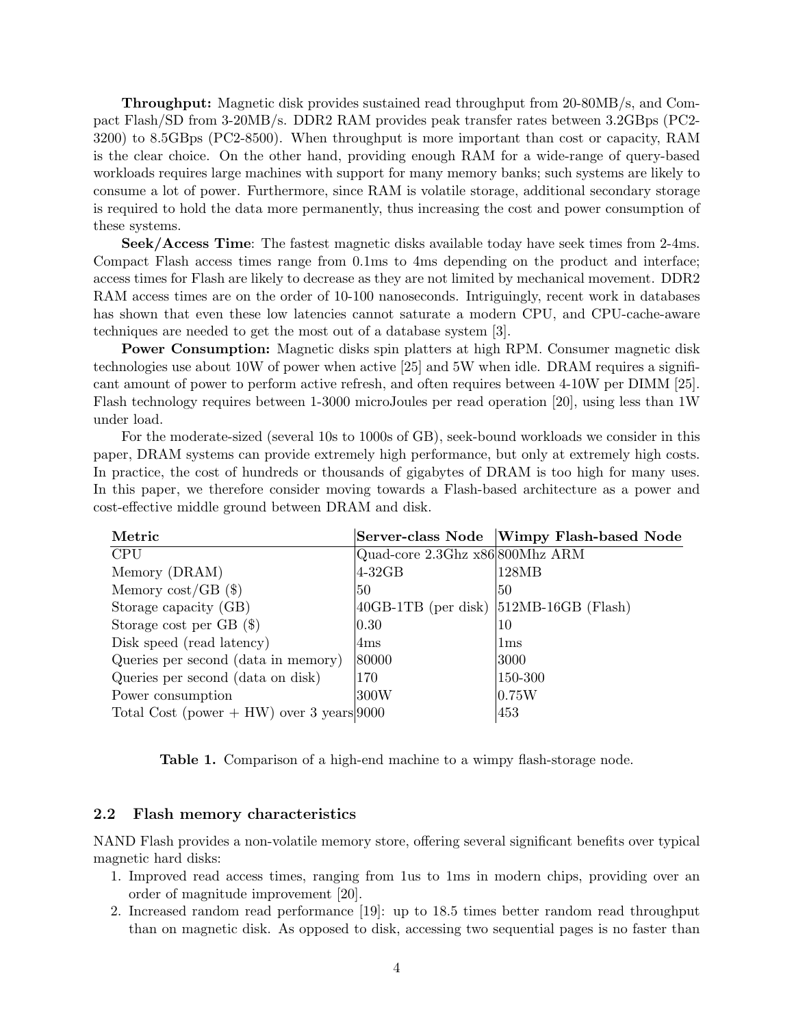**Throughput:** Magnetic disk provides sustained read throughput from 20-80MB/s, and Compact Flash/SD from 3-20MB/s. DDR2 RAM provides peak transfer rates between 3.2GBps (PC2-3200) to 8.5GBps (PC2-8500). When throughput is more important than cost or capacity, RAM is the clear choice. On the other hand, providing enough RAM for a wide-range of query-based workloads requires large machines with support for many memory banks; such systems are likely to consume a lot of power. Furthermore, since RAM is volatile storage, additional secondary storage is required to hold the data more permanently, thus increasing the cost and power consumption of these systems.

**Seek/Access Time**: The fastest magnetic disks available today have seek times from 2-4ms. Compact Flash access times range from 0.1ms to 4ms depending on the product and interface; access times for Flash are likely to decrease as they are not limited by mechanical movement. DDR2 RAM access times are on the order of 10-100 nanoseconds. Intriguingly, recent work in databases has shown that even these low latencies cannot saturate a modern CPU, and CPU-cache-aware techniques are needed to get the most out of a database system [3].

**Power Consumption:** Magnetic disks spin platters at high RPM. Consumer magnetic disk technologies use about 10W of power when active [25] and 5W when idle. DRAM requires a significant amount of power to perform active refresh, and often requires between 4-10W per DIMM [25]. Flash technology requires between 1-3000 microJoules per read operation [20], using less than 1W under load.

For the moderate-sized (several 10s to 1000s of GB), seek-bound workloads we consider in this paper, DRAM systems can provide extremely high performance, but only at extremely high costs. In practice, the cost of hundreds or thousands of gigabytes of DRAM is too high for many uses. In this paper, we therefore consider moving towards a Flash-based architecture as a power and cost-effective middle ground between DRAM and disk.

| **Metric** | **Server-class Node** | **Wimpy Flash-based Node** |
|---|---|---|
| CPU | Quad-core 2.3Ghz x86 | 800Mhz ARM |
| Memory (DRAM) | 4-32GB | 128MB |
| Memory cost/GB ($) | 50 | 50 |
| Storage capacity (GB) | 40GB-1TB (per disk) | 512MB-16GB (Flash) |
| Storage cost per GB ($) | 0.30 | 10 |
| Disk speed (read latency) | 4ms | 1ms |
| Queries per second (data in memory) | 80000 | 3000 |
| Queries per second (data on disk) | 170 | 150-300 |
| Power consumption | 300W | 0.75W |
| Total Cost (power + HW) over 3 years | 9000 | 453 |

**Table 1.** Comparison of a high-end machine to a wimpy flash-storage node.

## 2.2 Flash memory characteristics

NAND Flash provides a non-volatile memory store, offering several significant benefits over typical magnetic hard disks:

1. Improved read access times, ranging from 1us to 1ms in modern chips, providing over an order of magnitude improvement [20].
2. Increased random read performance [19]: up to 18.5 times better random read throughput than on magnetic disk. As opposed to disk, accessing two sequential pages is no faster than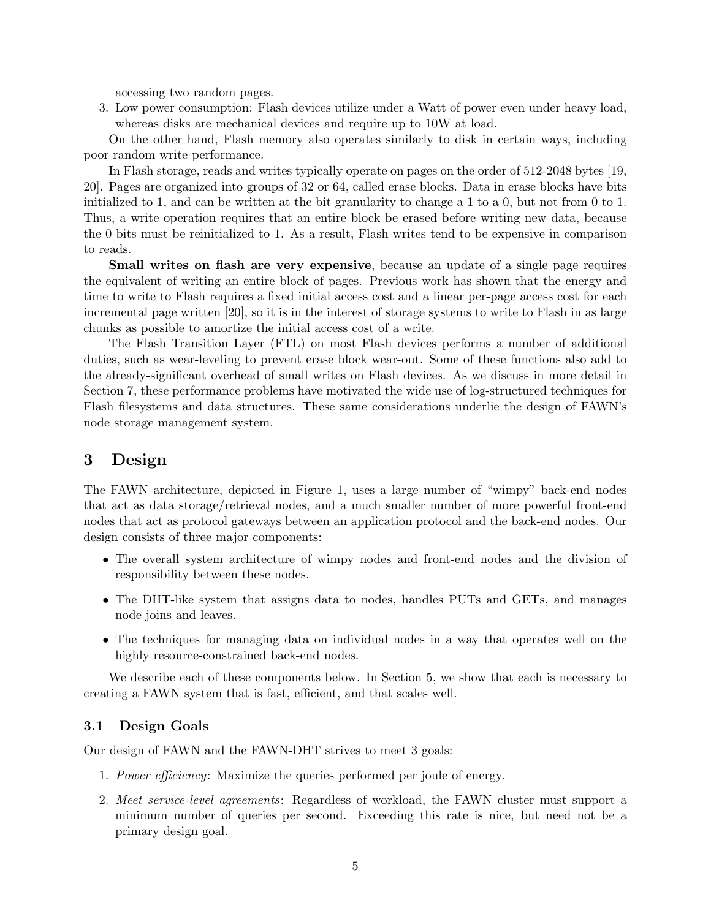accessing two random pages.

3. Low power consumption: Flash devices utilize under a Watt of power even under heavy load, whereas disks are mechanical devices and require up to 10W at load.

On the other hand, Flash memory also operates similarly to disk in certain ways, including poor random write performance.

In Flash storage, reads and writes typically operate on pages on the order of 512-2048 bytes [19, 20]. Pages are organized into groups of 32 or 64, called erase blocks. Data in erase blocks have bits initialized to 1, and can be written at the bit granularity to change a 1 to a 0, but not from 0 to 1. Thus, a write operation requires that an entire block be erased before writing new data, because the 0 bits must be reinitialized to 1. As a result, Flash writes tend to be expensive in comparison to reads.

**Small writes on flash are very expensive**, because an update of a single page requires the equivalent of writing an entire block of pages. Previous work has shown that the energy and time to write to Flash requires a fixed initial access cost and a linear per-page access cost for each incremental page written [20], so it is in the interest of storage systems to write to Flash in as large chunks as possible to amortize the initial access cost of a write.

The Flash Transition Layer (FTL) on most Flash devices performs a number of additional duties, such as wear-leveling to prevent erase block wear-out. Some of these functions also add to the already-significant overhead of small writes on Flash devices. As we discuss in more detail in Section 7, these performance problems have motivated the wide use of log-structured techniques for Flash filesystems and data structures. These same considerations underlie the design of FAWN's node storage management system.

## 3 Design

The FAWN architecture, depicted in Figure 1, uses a large number of "wimpy" back-end nodes that act as data storage/retrieval nodes, and a much smaller number of more powerful front-end nodes that act as protocol gateways between an application protocol and the back-end nodes. Our design consists of three major components:

- The overall system architecture of wimpy nodes and front-end nodes and the division of responsibility between these nodes.
- The DHT-like system that assigns data to nodes, handles PUTs and GETs, and manages node joins and leaves.
- The techniques for managing data on individual nodes in a way that operates well on the highly resource-constrained back-end nodes.

We describe each of these components below. In Section 5, we show that each is necessary to creating a FAWN system that is fast, efficient, and that scales well.

### 3.1 Design Goals

Our design of FAWN and the FAWN-DHT strives to meet 3 goals:

1. *Power efficiency*: Maximize the queries performed per joule of energy.
2. *Meet service-level agreements*: Regardless of workload, the FAWN cluster must support a minimum number of queries per second. Exceeding this rate is nice, but need not be a primary design goal.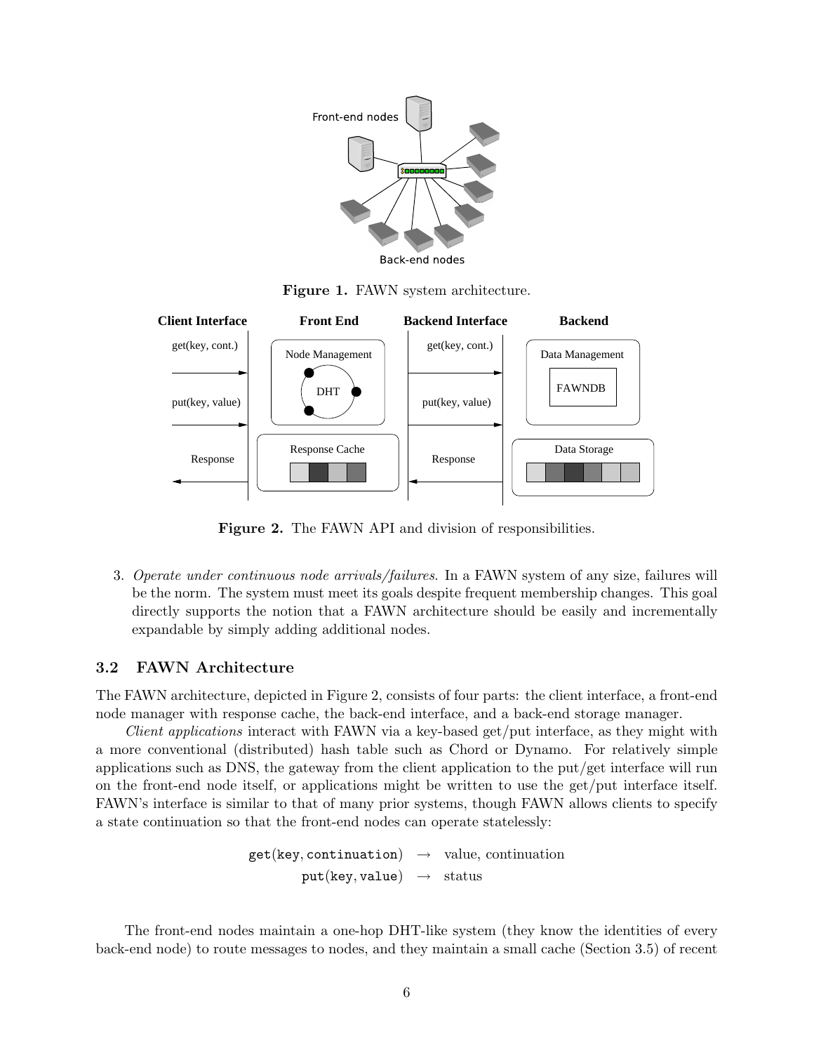**Figure 1.** FAWN system architecture.

**Figure 2.** The FAWN API and division of responsibilities.

3. *Operate under continuous node arrivals/failures.* In a FAWN system of any size, failures will be the norm. The system must meet its goals despite frequent membership changes. This goal directly supports the notion that a FAWN architecture should be easily and incrementally expandable by simply adding additional nodes.

### 3.2 FAWN Architecture

The FAWN architecture, depicted in Figure 2, consists of four parts: the client interface, a front-end node manager with response cache, the back-end interface, and a back-end storage manager.

*Client applications* interact with FAWN via a key-based get/put interface, as they might with a more conventional (distributed) hash table such as Chord or Dynamo. For relatively simple applications such as DNS, the gateway from the client application to the put/get interface will run on the front-end node itself, or applications might be written to use the get/put interface itself. FAWN's interface is similar to that of many prior systems, though FAWN allows clients to specify a state continuation so that the front-end nodes can operate statelessly:

$$\begin{aligned} \texttt{get(key, continuation)} &\rightarrow \text{value, continuation} \\ \texttt{put(key, value)} &\rightarrow \text{status} \end{aligned}$$

The front-end nodes maintain a one-hop DHT-like system (they know the identities of every back-end node) to route messages to nodes, and they maintain a small cache (Section 3.5) of recent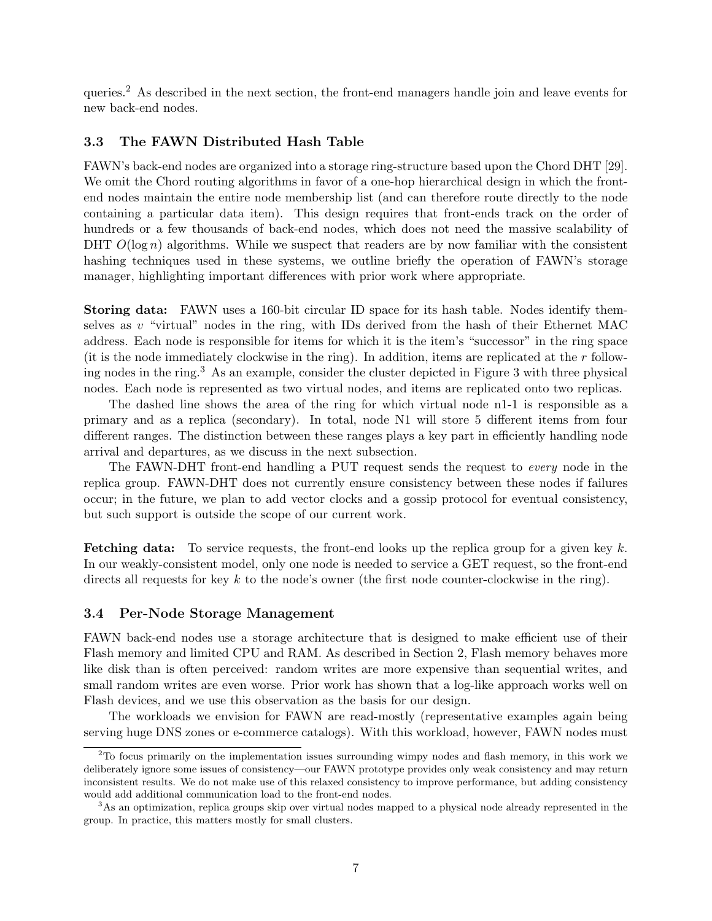queries.[2] As described in the next section, the front-end managers handle join and leave events for new back-end nodes.

### 3.3 The FAWN Distributed Hash Table

FAWN's back-end nodes are organized into a storage ring-structure based upon the Chord DHT [29]. We omit the Chord routing algorithms in favor of a one-hop hierarchical design in which the front-end nodes maintain the entire node membership list (and can therefore route directly to the node containing a particular data item). This design requires that front-ends track on the order of hundreds or a few thousands of back-end nodes, which does not need the massive scalability of DHT $O(\log n)$ algorithms. While we suspect that readers are by now familiar with the consistent hashing techniques used in these systems, we outline briefly the operation of FAWN's storage manager, highlighting important differences with prior work where appropriate.

**Storing data:** FAWN uses a 160-bit circular ID space for its hash table. Nodes identify themselves as $v$ "virtual" nodes in the ring, with IDs derived from the hash of their Ethernet MAC address. Each node is responsible for items for which it is the item's "successor" in the ring space (it is the node immediately clockwise in the ring). In addition, items are replicated at the $r$ following nodes in the ring.[3] As an example, consider the cluster depicted in Figure 3 with three physical nodes. Each node is represented as two virtual nodes, and items are replicated onto two replicas.

The dashed line shows the area of the ring for which virtual node n1-1 is responsible as a primary and as a replica (secondary). In total, node N1 will store 5 different items from four different ranges. The distinction between these ranges plays a key part in efficiently handling node arrival and departures, as we discuss in the next subsection.

The FAWN-DHT front-end handling a PUT request sends the request to *every* node in the replica group. FAWN-DHT does not currently ensure consistency between these nodes if failures occur; in the future, we plan to add vector clocks and a gossip protocol for eventual consistency, but such support is outside the scope of our current work.

**Fetching data:** To service requests, the front-end looks up the replica group for a given key $k$. In our weakly-consistent model, only one node is needed to service a GET request, so the front-end directs all requests for key $k$ to the node's owner (the first node counter-clockwise in the ring).

### 3.4 Per-Node Storage Management

FAWN back-end nodes use a storage architecture that is designed to make efficient use of their Flash memory and limited CPU and RAM. As described in Section 2, Flash memory behaves more like disk than is often perceived: random writes are more expensive than sequential writes, and small random writes are even worse. Prior work has shown that a log-like approach works well on Flash devices, and we use this observation as the basis for our design.

The workloads we envision for FAWN are read-mostly (representative examples again being serving huge DNS zones or e-commerce catalogs). With this workload, however, FAWN nodes must

---

[2] To focus primarily on the implementation issues surrounding wimpy nodes and flash memory, in this work we deliberately ignore some issues of consistency—our FAWN prototype provides only weak consistency and may return inconsistent results. We do not make use of this relaxed consistency to improve performance, but adding consistency would add additional communication load to the front-end nodes.

[3] As an optimization, replica groups skip over virtual nodes mapped to a physical node already represented in the group. In practice, this matters mostly for small clusters.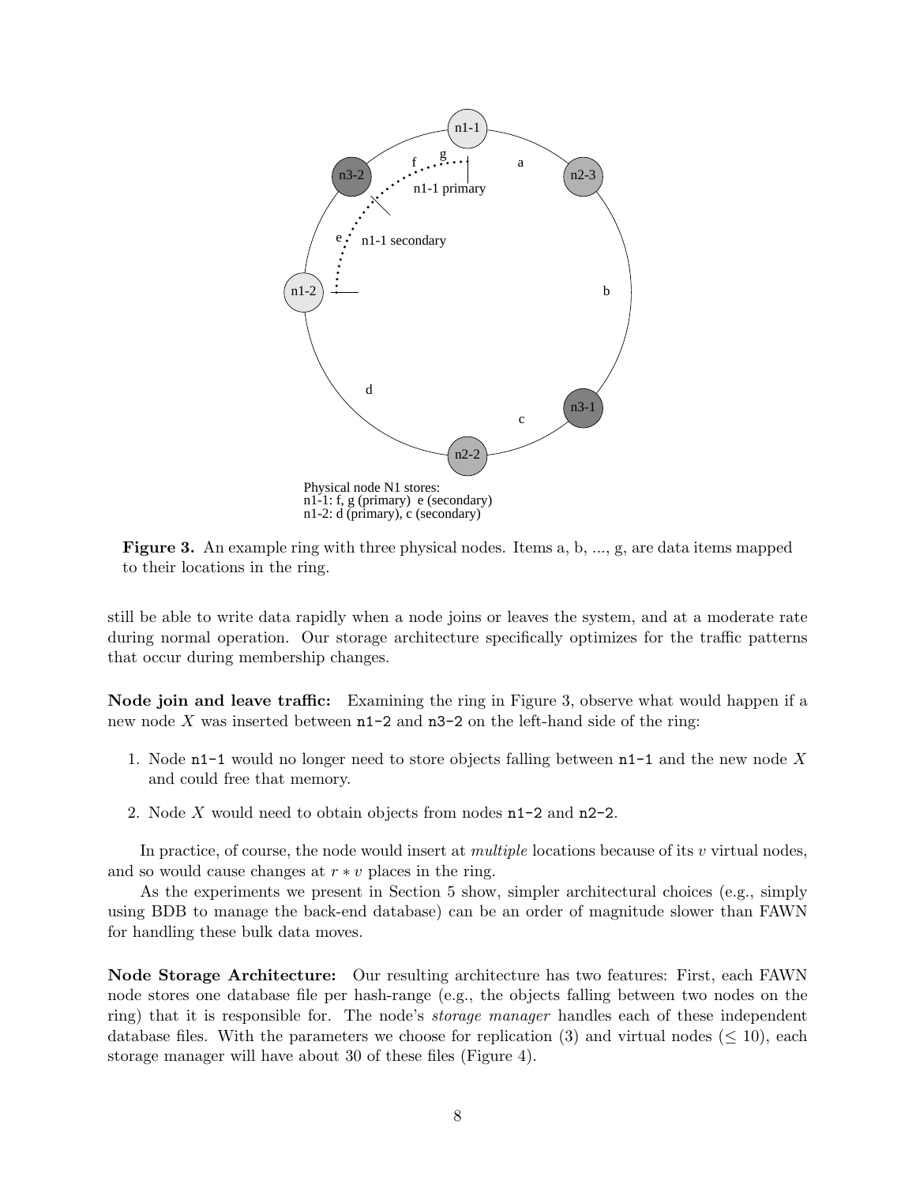Physical node N1 stores:
n1-1: f, g (primary) e (secondary)
n1-2: d (primary), c (secondary)

**Figure 3.** An example ring with three physical nodes. Items a, b, ..., g, are data items mapped to their locations in the ring.

still be able to write data rapidly when a node joins or leaves the system, and at a moderate rate during normal operation. Our storage architecture specifically optimizes for the traffic patterns that occur during membership changes.

**Node join and leave traffic:** Examining the ring in Figure 3, observe what would happen if a new node $X$ was inserted between `n1-2` and `n3-2` on the left-hand side of the ring:

1. Node `n1-1` would no longer need to store objects falling between `n1-1` and the new node $X$ and could free that memory.
2. Node $X$ would need to obtain objects from nodes `n1-2` and `n2-2`.

In practice, of course, the node would insert at *multiple* locations because of its $v$ virtual nodes, and so would cause changes at $r * v$ places in the ring.

As the experiments we present in Section 5 show, simpler architectural choices (e.g., simply using BDB to manage the back-end database) can be an order of magnitude slower than FAWN for handling these bulk data moves.

**Node Storage Architecture:** Our resulting architecture has two features: First, each FAWN node stores one database file per hash-range (e.g., the objects falling between two nodes on the ring) that it is responsible for. The node's *storage manager* handles each of these independent database files. With the parameters we choose for replication (3) and virtual nodes ($\leq 10$), each storage manager will have about 30 of these files (Figure 4).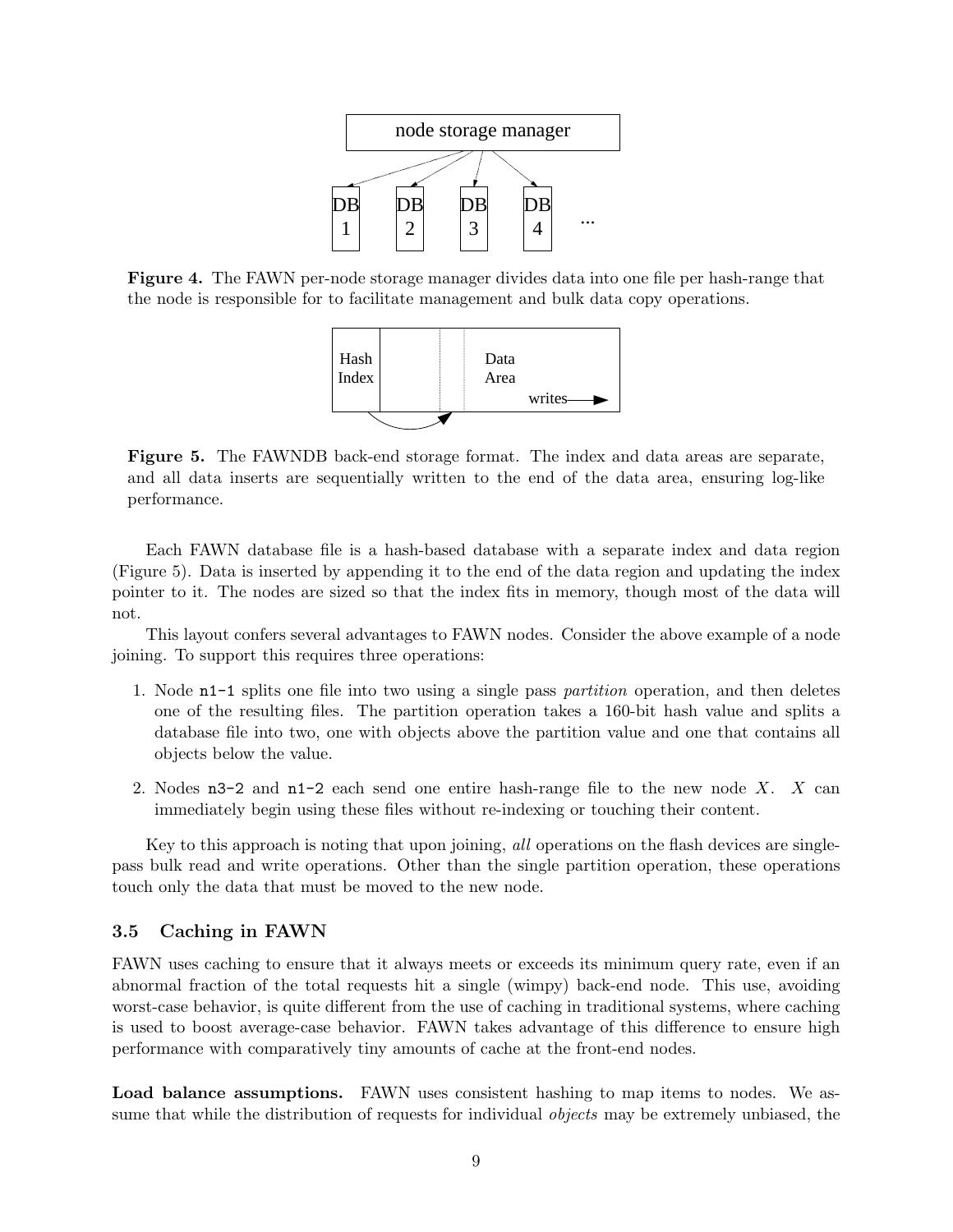**Figure 4.** The FAWN per-node storage manager divides data into one file per hash-range that the node is responsible for to facilitate management and bulk data copy operations.

**Figure 5.** The FAWNDB back-end storage format. The index and data areas are separate, and all data inserts are sequentially written to the end of the data area, ensuring log-like performance.

Each FAWN database file is a hash-based database with a separate index and data region (Figure 5). Data is inserted by appending it to the end of the data region and updating the index pointer to it. The nodes are sized so that the index fits in memory, though most of the data will not.

This layout confers several advantages to FAWN nodes. Consider the above example of a node joining. To support this requires three operations:

1. Node `n1-1` splits one file into two using a single pass *partition* operation, and then deletes one of the resulting files. The partition operation takes a 160-bit hash value and splits a database file into two, one with objects above the partition value and one that contains all objects below the value.
2. Nodes `n3-2` and `n1-2` each send one entire hash-range file to the new node $X$. $X$ can immediately begin using these files without re-indexing or touching their content.

Key to this approach is noting that upon joining, *all* operations on the flash devices are single-pass bulk read and write operations. Other than the single partition operation, these operations touch only the data that must be moved to the new node.

### 3.5 Caching in FAWN

FAWN uses caching to ensure that it always meets or exceeds its minimum query rate, even if an abnormal fraction of the total requests hit a single (wimpy) back-end node. This use, avoiding worst-case behavior, is quite different from the use of caching in traditional systems, where caching is used to boost average-case behavior. FAWN takes advantage of this difference to ensure high performance with comparatively tiny amounts of cache at the front-end nodes.

**Load balance assumptions.** FAWN uses consistent hashing to map items to nodes. We assume that while the distribution of requests for individual *objects* may be extremely unbiased, the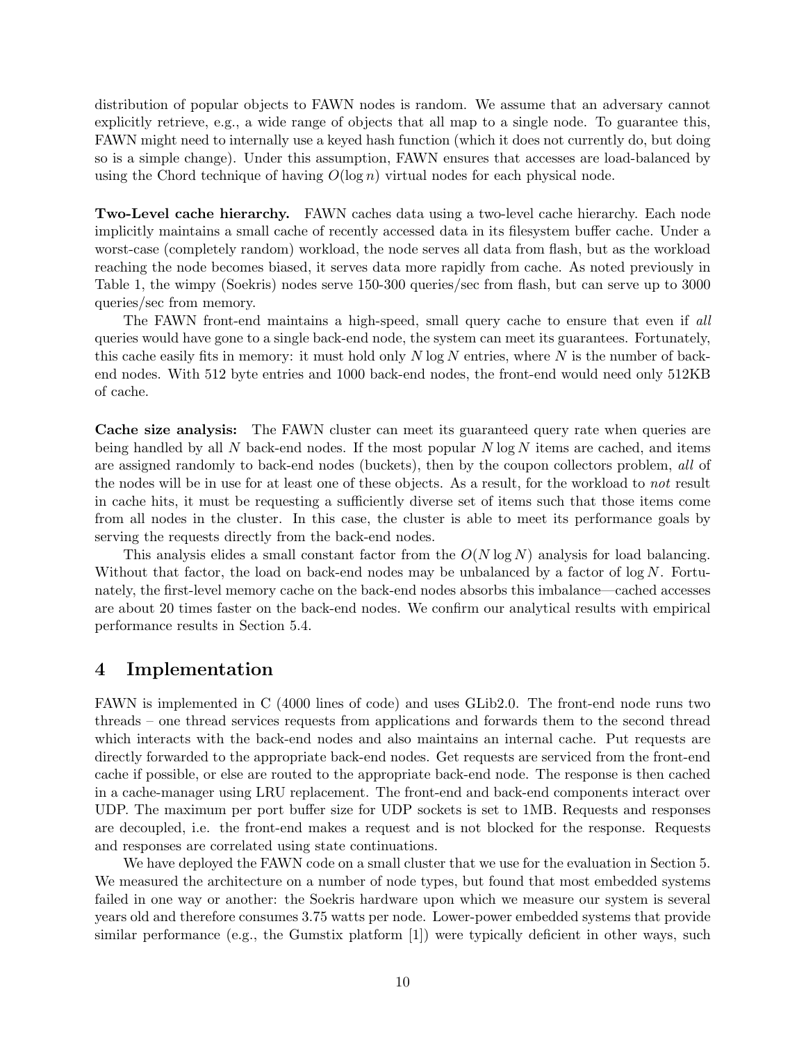distribution of popular objects to FAWN nodes is random. We assume that an adversary cannot explicitly retrieve, e.g., a wide range of objects that all map to a single node. To guarantee this, FAWN might need to internally use a keyed hash function (which it does not currently do, but doing so is a simple change). Under this assumption, FAWN ensures that accesses are load-balanced by using the Chord technique of having $O(\log n)$ virtual nodes for each physical node.

**Two-Level cache hierarchy.** FAWN caches data using a two-level cache hierarchy. Each node implicitly maintains a small cache of recently accessed data in its filesystem buffer cache. Under a worst-case (completely random) workload, the node serves all data from flash, but as the workload reaching the node becomes biased, it serves data more rapidly from cache. As noted previously in Table 1, the wimpy (Soekris) nodes serve 150-300 queries/sec from flash, but can serve up to 3000 queries/sec from memory.

The FAWN front-end maintains a high-speed, small query cache to ensure that even if *all* queries would have gone to a single back-end node, the system can meet its guarantees. Fortunately, this cache easily fits in memory: it must hold only $N \log N$ entries, where $N$ is the number of back-end nodes. With 512 byte entries and 1000 back-end nodes, the front-end would need only 512KB of cache.

**Cache size analysis:** The FAWN cluster can meet its guaranteed query rate when queries are being handled by all $N$ back-end nodes. If the most popular $N \log N$ items are cached, and items are assigned randomly to back-end nodes (buckets), then by the coupon collectors problem, *all* of the nodes will be in use for at least one of these objects. As a result, for the workload to *not* result in cache hits, it must be requesting a sufficiently diverse set of items such that those items come from all nodes in the cluster. In this case, the cluster is able to meet its performance goals by serving the requests directly from the back-end nodes.

This analysis elides a small constant factor from the $O(N \log N)$ analysis for load balancing. Without that factor, the load on back-end nodes may be unbalanced by a factor of $\log N$. Fortunately, the first-level memory cache on the back-end nodes absorbs this imbalance—cached accesses are about 20 times faster on the back-end nodes. We confirm our analytical results with empirical performance results in Section 5.4.

# 4 Implementation

FAWN is implemented in C (4000 lines of code) and uses GLib2.0. The front-end node runs two threads – one thread services requests from applications and forwards them to the second thread which interacts with the back-end nodes and also maintains an internal cache. Put requests are directly forwarded to the appropriate back-end nodes. Get requests are serviced from the front-end cache if possible, or else are routed to the appropriate back-end node. The response is then cached in a cache-manager using LRU replacement. The front-end and back-end components interact over UDP. The maximum per port buffer size for UDP sockets is set to 1MB. Requests and responses are decoupled, i.e. the front-end makes a request and is not blocked for the response. Requests and responses are correlated using state continuations.

We have deployed the FAWN code on a small cluster that we use for the evaluation in Section 5. We measured the architecture on a number of node types, but found that most embedded systems failed in one way or another: the Soekris hardware upon which we measure our system is several years old and therefore consumes 3.75 watts per node. Lower-power embedded systems that provide similar performance (e.g., the Gumstix platform [1]) were typically deficient in other ways, such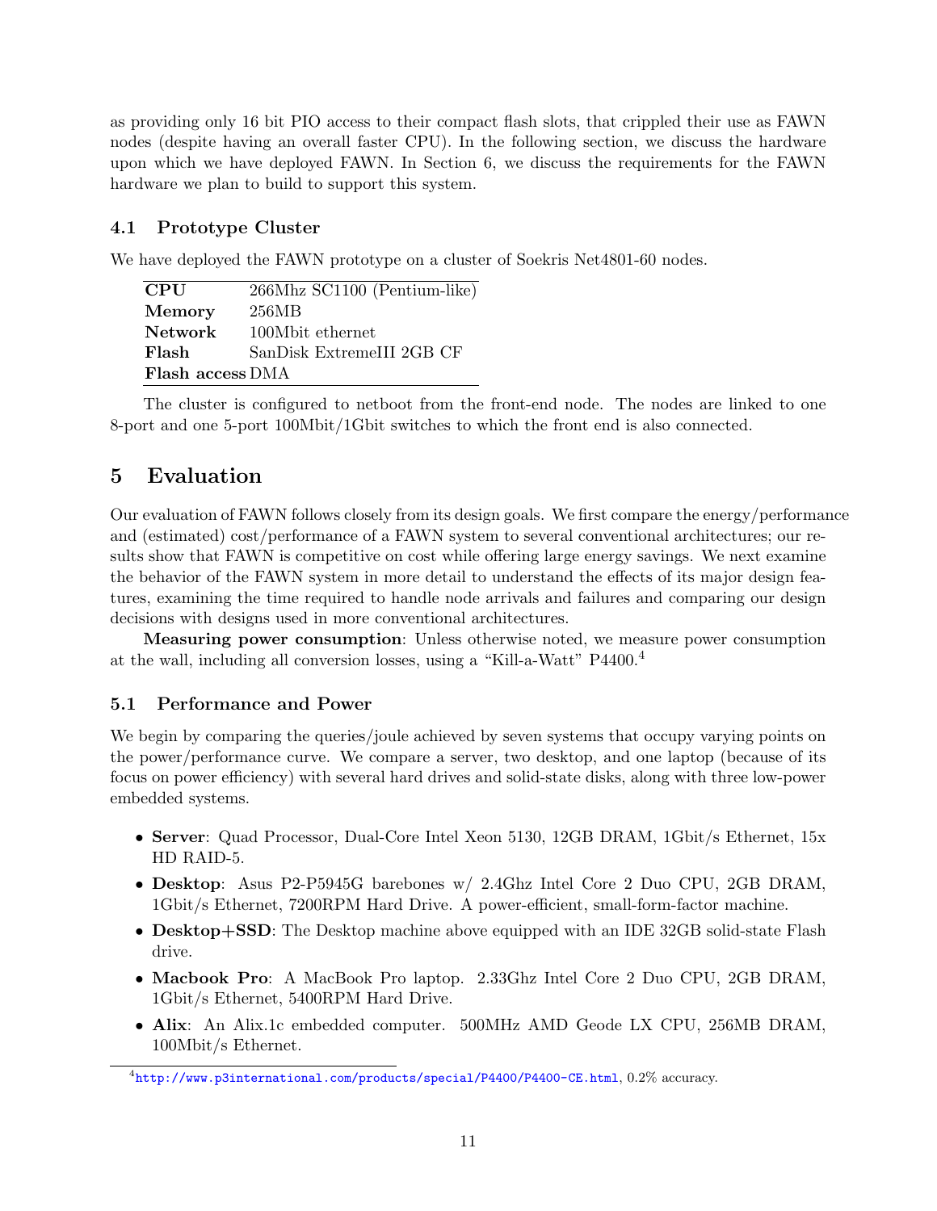as providing only 16 bit PIO access to their compact flash slots, that crippled their use as FAWN nodes (despite having an overall faster CPU). In the following section, we discuss the hardware upon which we have deployed FAWN. In Section 6, we discuss the requirements for the FAWN hardware we plan to build to support this system.

### 4.1 Prototype Cluster

We have deployed the FAWN prototype on a cluster of Soekris Net4801-60 nodes.

| | |
|---|---|
| **CPU** | 266Mhz SC1100 (Pentium-like) |
| **Memory** | 256MB |
| **Network** | 100Mbit ethernet |
| **Flash** | SanDisk ExtremeIII 2GB CF |
| **Flash access** | DMA |

The cluster is configured to netboot from the front-end node. The nodes are linked to one 8-port and one 5-port 100Mbit/1Gbit switches to which the front end is also connected.

## 5 Evaluation

Our evaluation of FAWN follows closely from its design goals. We first compare the energy/performance and (estimated) cost/performance of a FAWN system to several conventional architectures; our results show that FAWN is competitive on cost while offering large energy savings. We next examine the behavior of the FAWN system in more detail to understand the effects of its major design features, examining the time required to handle node arrivals and failures and comparing our design decisions with designs used in more conventional architectures.

**Measuring power consumption**: Unless otherwise noted, we measure power consumption at the wall, including all conversion losses, using a "Kill-a-Watt" P4400.[4]

### 5.1 Performance and Power

We begin by comparing the queries/joule achieved by seven systems that occupy varying points on the power/performance curve. We compare a server, two desktop, and one laptop (because of its focus on power efficiency) with several hard drives and solid-state disks, along with three low-power embedded systems.

- **Server**: Quad Processor, Dual-Core Intel Xeon 5130, 12GB DRAM, 1Gbit/s Ethernet, 15x HD RAID-5.
- **Desktop**: Asus P2-P5945G barebones w/ 2.4Ghz Intel Core 2 Duo CPU, 2GB DRAM, 1Gbit/s Ethernet, 7200RPM Hard Drive. A power-efficient, small-form-factor machine.
- **Desktop+SSD**: The Desktop machine above equipped with an IDE 32GB solid-state Flash drive.
- **Macbook Pro**: A MacBook Pro laptop. 2.33Ghz Intel Core 2 Duo CPU, 2GB DRAM, 1Gbit/s Ethernet, 5400RPM Hard Drive.
- **Alix**: An Alix.1c embedded computer. 500MHz AMD Geode LX CPU, 256MB DRAM, 100Mbit/s Ethernet.

[4] http://www.p3international.com/products/special/P4400/P4400-CE.html, 0.2% accuracy.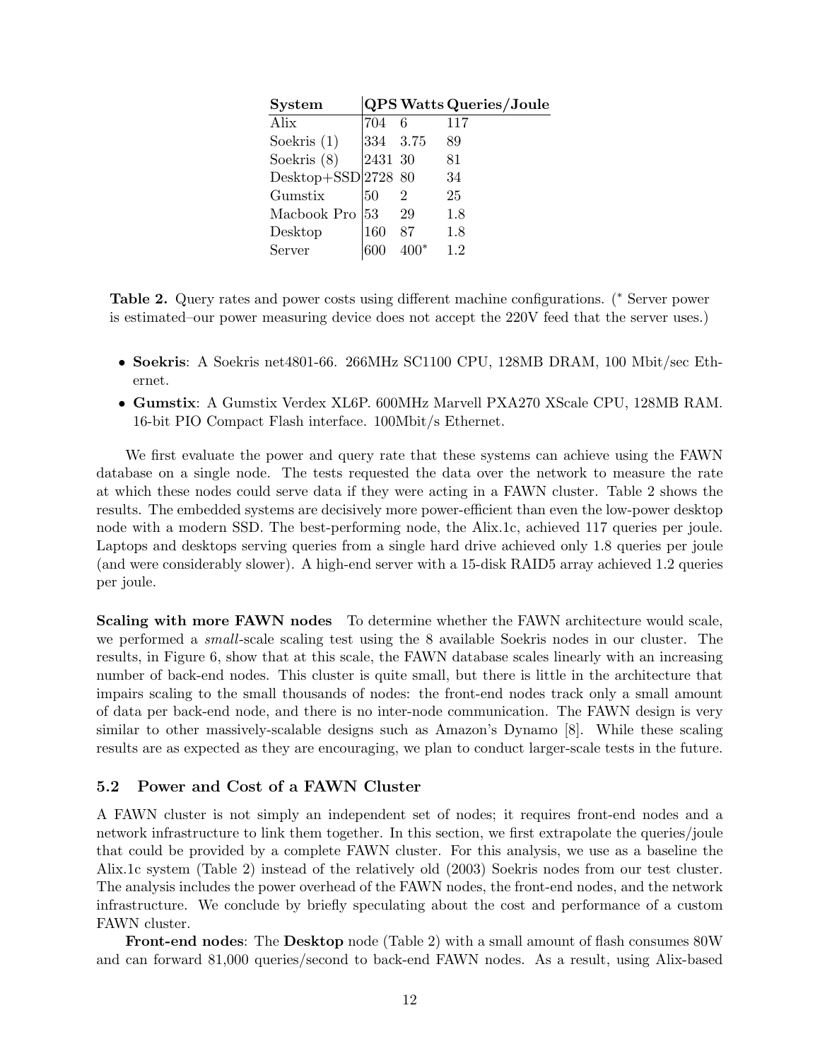| System | QPS | Watts | Queries/Joule |
| --- | --- | --- | --- |
| Alix | 704 | 6 | 117 |
| Soekris (1) | 334 | 3.75 | 89 |
| Soekris (8) | 2431 | 30 | 81 |
| Desktop+SSD | 2728 | 80 | 34 |
| Gumstix | 50 | 2 | 25 |
| Macbook Pro | 53 | 29 | 1.8 |
| Desktop | 160 | 87 | 1.8 |
| Server | 600 | 400* | 1.2 |

**Table 2.** Query rates and power costs using different machine configurations. (* Server power is estimated–our power measuring device does not accept the 220V feed that the server uses.)

- **Soekris**: A Soekris net4801-66. 266MHz SC1100 CPU, 128MB DRAM, 100 Mbit/sec Ethernet.
- **Gumstix**: A Gumstix Verdex XL6P. 600MHz Marvell PXA270 XScale CPU, 128MB RAM. 16-bit PIO Compact Flash interface. 100Mbit/s Ethernet.

We first evaluate the power and query rate that these systems can achieve using the FAWN database on a single node. The tests requested the data over the network to measure the rate at which these nodes could serve data if they were acting in a FAWN cluster. Table 2 shows the results. The embedded systems are decisively more power-efficient than even the low-power desktop node with a modern SSD. The best-performing node, the Alix.1c, achieved 117 queries per joule. Laptops and desktops serving queries from a single hard drive achieved only 1.8 queries per joule (and were considerably slower). A high-end server with a 15-disk RAID5 array achieved 1.2 queries per joule.

**Scaling with more FAWN nodes** To determine whether the FAWN architecture would scale, we performed a *small*-scale scaling test using the 8 available Soekris nodes in our cluster. The results, in Figure 6, show that at this scale, the FAWN database scales linearly with an increasing number of back-end nodes. This cluster is quite small, but there is little in the architecture that impairs scaling to the small thousands of nodes: the front-end nodes track only a small amount of data per back-end node, and there is no inter-node communication. The FAWN design is very similar to other massively-scalable designs such as Amazon's Dynamo [8]. While these scaling results are as expected as they are encouraging, we plan to conduct larger-scale tests in the future.

### 5.2 Power and Cost of a FAWN Cluster

A FAWN cluster is not simply an independent set of nodes; it requires front-end nodes and a network infrastructure to link them together. In this section, we first extrapolate the queries/joule that could be provided by a complete FAWN cluster. For this analysis, we use as a baseline the Alix.1c system (Table 2) instead of the relatively old (2003) Soekris nodes from our test cluster. The analysis includes the power overhead of the FAWN nodes, the front-end nodes, and the network infrastructure. We conclude by briefly speculating about the cost and performance of a custom FAWN cluster.

**Front-end nodes**: The **Desktop** node (Table 2) with a small amount of flash consumes 80W and can forward 81,000 queries/second to back-end FAWN nodes. As a result, using Alix-based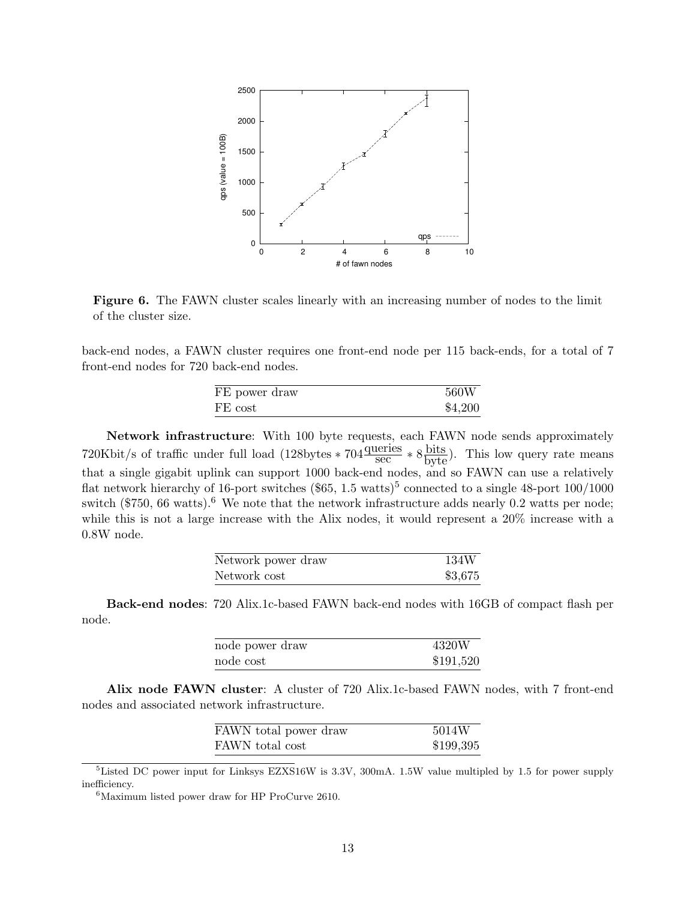**Figure 6.** The FAWN cluster scales linearly with an increasing number of nodes to the limit of the cluster size.

back-end nodes, a FAWN cluster requires one front-end node per 115 back-ends, for a total of 7 front-end nodes for 720 back-end nodes.

| FE power draw | 560W |
|---|---|
| FE cost | \$4,200 |

**Network infrastructure**: With 100 byte requests, each FAWN node sends approximately 720Kbit/s of traffic under full load ($128\text{bytes} * 704\frac{\text{queries}}{\text{sec}} * 8\frac{\text{bits}}{\text{byte}}$). This low query rate means that a single gigabit uplink can support 1000 back-end nodes, and so FAWN can use a relatively flat network hierarchy of 16-port switches (\$65, 1.5 watts)[5] connected to a single 48-port 100/1000 switch (\$750, 66 watts).[6] We note that the network infrastructure adds nearly 0.2 watts per node; while this is not a large increase with the Alix nodes, it would represent a 20% increase with a 0.8W node.

| Network power draw | 134W |
|---|---|
| Network cost | \$3,675 |

**Back-end nodes**: 720 Alix.1c-based FAWN back-end nodes with 16GB of compact flash per node.

| node power draw | 4320W |
|---|---|
| node cost | \$191,520 |

**Alix node FAWN cluster**: A cluster of 720 Alix.1c-based FAWN nodes, with 7 front-end nodes and associated network infrastructure.

| FAWN total power draw | 5014W |
|---|---|
| FAWN total cost | \$199,395 |

[5]Listed DC power input for Linksys EZXS16W is 3.3V, 300mA. 1.5W value multipled by 1.5 for power supply inefficiency.

[6]Maximum listed power draw for HP ProCurve 2610.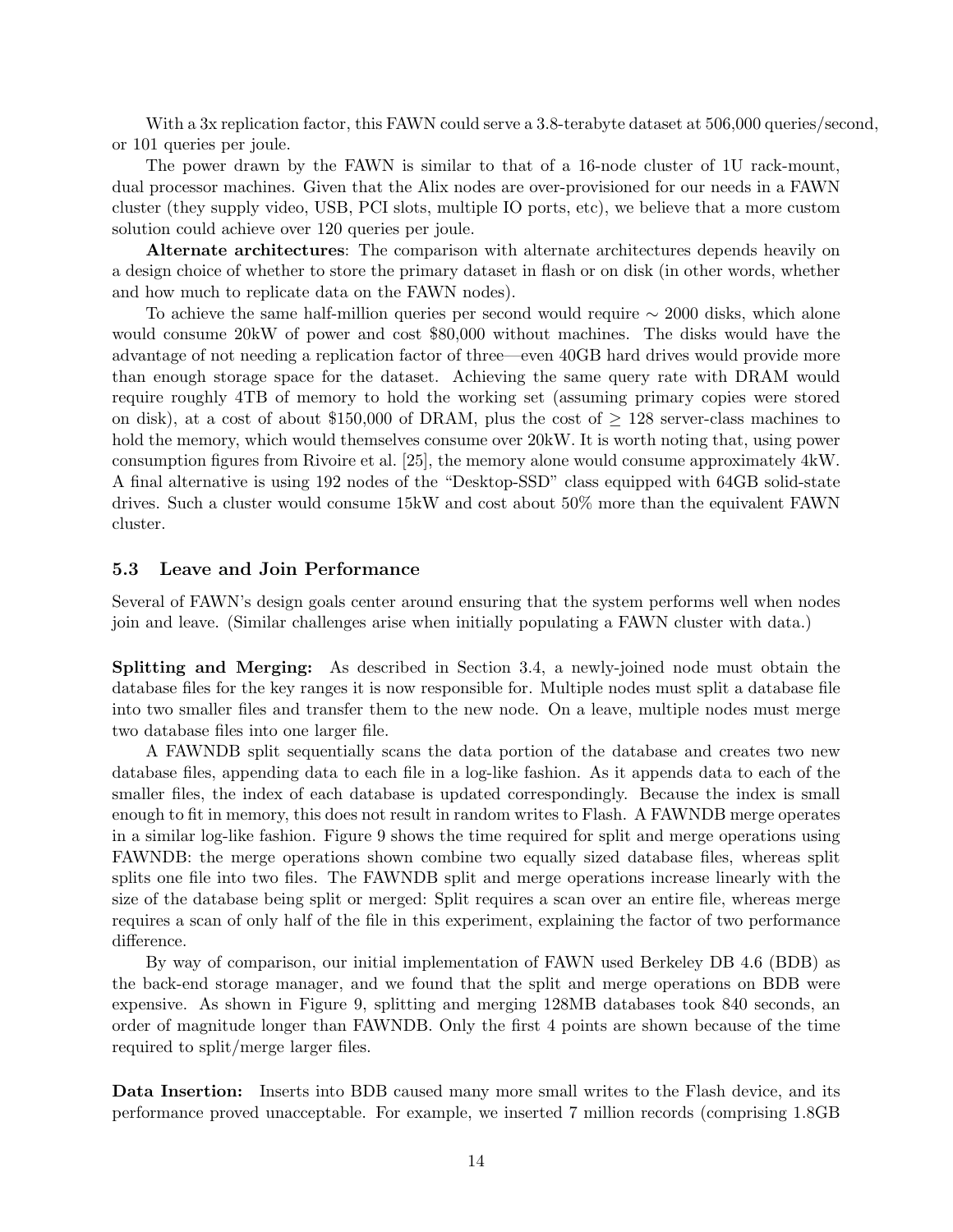With a 3x replication factor, this FAWN could serve a 3.8-terabyte dataset at 506,000 queries/second, or 101 queries per joule.

The power drawn by the FAWN is similar to that of a 16-node cluster of 1U rack-mount, dual processor machines. Given that the Alix nodes are over-provisioned for our needs in a FAWN cluster (they supply video, USB, PCI slots, multiple IO ports, etc), we believe that a more custom solution could achieve over 120 queries per joule.

**Alternate architectures**: The comparison with alternate architectures depends heavily on a design choice of whether to store the primary dataset in flash or on disk (in other words, whether and how much to replicate data on the FAWN nodes).

To achieve the same half-million queries per second would require $\sim$ 2000 disks, which alone would consume 20kW of power and cost \$80,000 without machines. The disks would have the advantage of not needing a replication factor of three—even 40GB hard drives would provide more than enough storage space for the dataset. Achieving the same query rate with DRAM would require roughly 4TB of memory to hold the working set (assuming primary copies were stored on disk), at a cost of about \$150,000 of DRAM, plus the cost of $\geq$ 128 server-class machines to hold the memory, which would themselves consume over 20kW. It is worth noting that, using power consumption figures from Rivoire et al. [25], the memory alone would consume approximately 4kW. A final alternative is using 192 nodes of the "Desktop-SSD" class equipped with 64GB solid-state drives. Such a cluster would consume 15kW and cost about 50% more than the equivalent FAWN cluster.

### 5.3 Leave and Join Performance

Several of FAWN's design goals center around ensuring that the system performs well when nodes join and leave. (Similar challenges arise when initially populating a FAWN cluster with data.)

**Splitting and Merging:** As described in Section 3.4, a newly-joined node must obtain the database files for the key ranges it is now responsible for. Multiple nodes must split a database file into two smaller files and transfer them to the new node. On a leave, multiple nodes must merge two database files into one larger file.

A FAWNDB split sequentially scans the data portion of the database and creates two new database files, appending data to each file in a log-like fashion. As it appends data to each of the smaller files, the index of each database is updated correspondingly. Because the index is small enough to fit in memory, this does not result in random writes to Flash. A FAWNDB merge operates in a similar log-like fashion. Figure 9 shows the time required for split and merge operations using FAWNDB: the merge operations shown combine two equally sized database files, whereas split splits one file into two files. The FAWNDB split and merge operations increase linearly with the size of the database being split or merged: Split requires a scan over an entire file, whereas merge requires a scan of only half of the file in this experiment, explaining the factor of two performance difference.

By way of comparison, our initial implementation of FAWN used Berkeley DB 4.6 (BDB) as the back-end storage manager, and we found that the split and merge operations on BDB were expensive. As shown in Figure 9, splitting and merging 128MB databases took 840 seconds, an order of magnitude longer than FAWNDB. Only the first 4 points are shown because of the time required to split/merge larger files.

**Data Insertion:** Inserts into BDB caused many more small writes to the Flash device, and its performance proved unacceptable. For example, we inserted 7 million records (comprising 1.8GB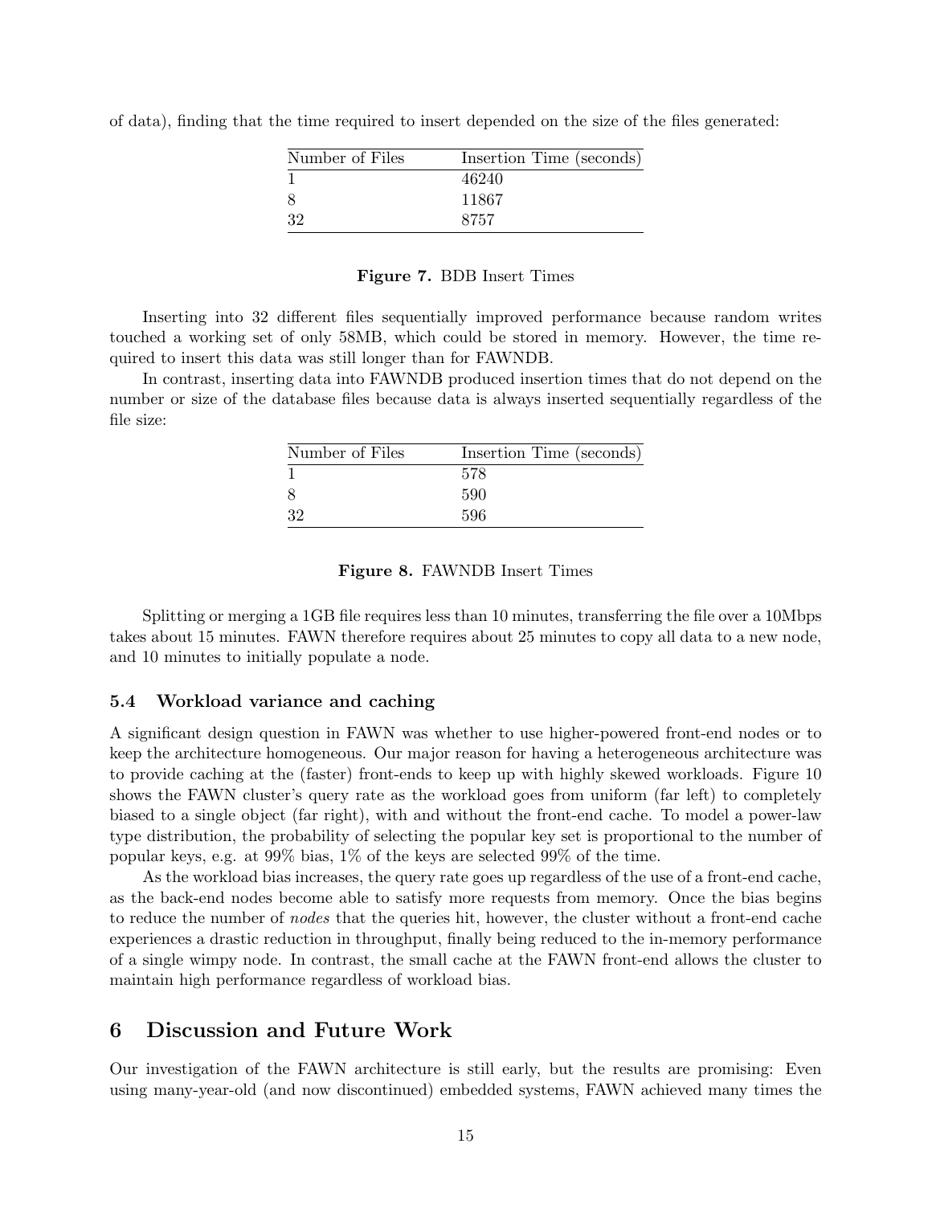of data), finding that the time required to insert depended on the size of the files generated:

| Number of Files | Insertion Time (seconds) |
| --- | --- |
| 1 | 46240 |
| 8 | 11867 |
| 32 | 8757 |

**Figure 7.** BDB Insert Times

Inserting into 32 different files sequentially improved performance because random writes touched a working set of only 58MB, which could be stored in memory. However, the time required to insert this data was still longer than for FAWNDB.

In contrast, inserting data into FAWNDB produced insertion times that do not depend on the number or size of the database files because data is always inserted sequentially regardless of the file size:

| Number of Files | Insertion Time (seconds) |
| --- | --- |
| 1 | 578 |
| 8 | 590 |
| 32 | 596 |

**Figure 8.** FAWNDB Insert Times

Splitting or merging a 1GB file requires less than 10 minutes, transferring the file over a 10Mbps takes about 15 minutes. FAWN therefore requires about 25 minutes to copy all data to a new node, and 10 minutes to initially populate a node.

### 5.4 Workload variance and caching

A significant design question in FAWN was whether to use higher-powered front-end nodes or to keep the architecture homogeneous. Our major reason for having a heterogeneous architecture was to provide caching at the (faster) front-ends to keep up with highly skewed workloads. Figure 10 shows the FAWN cluster's query rate as the workload goes from uniform (far left) to completely biased to a single object (far right), with and without the front-end cache. To model a power-law type distribution, the probability of selecting the popular key set is proportional to the number of popular keys, e.g. at 99% bias, 1% of the keys are selected 99% of the time.

As the workload bias increases, the query rate goes up regardless of the use of a front-end cache, as the back-end nodes become able to satisfy more requests from memory. Once the bias begins to reduce the number of *nodes* that the queries hit, however, the cluster without a front-end cache experiences a drastic reduction in throughput, finally being reduced to the in-memory performance of a single wimpy node. In contrast, the small cache at the FAWN front-end allows the cluster to maintain high performance regardless of workload bias.

## 6 Discussion and Future Work

Our investigation of the FAWN architecture is still early, but the results are promising: Even using many-year-old (and now discontinued) embedded systems, FAWN achieved many times the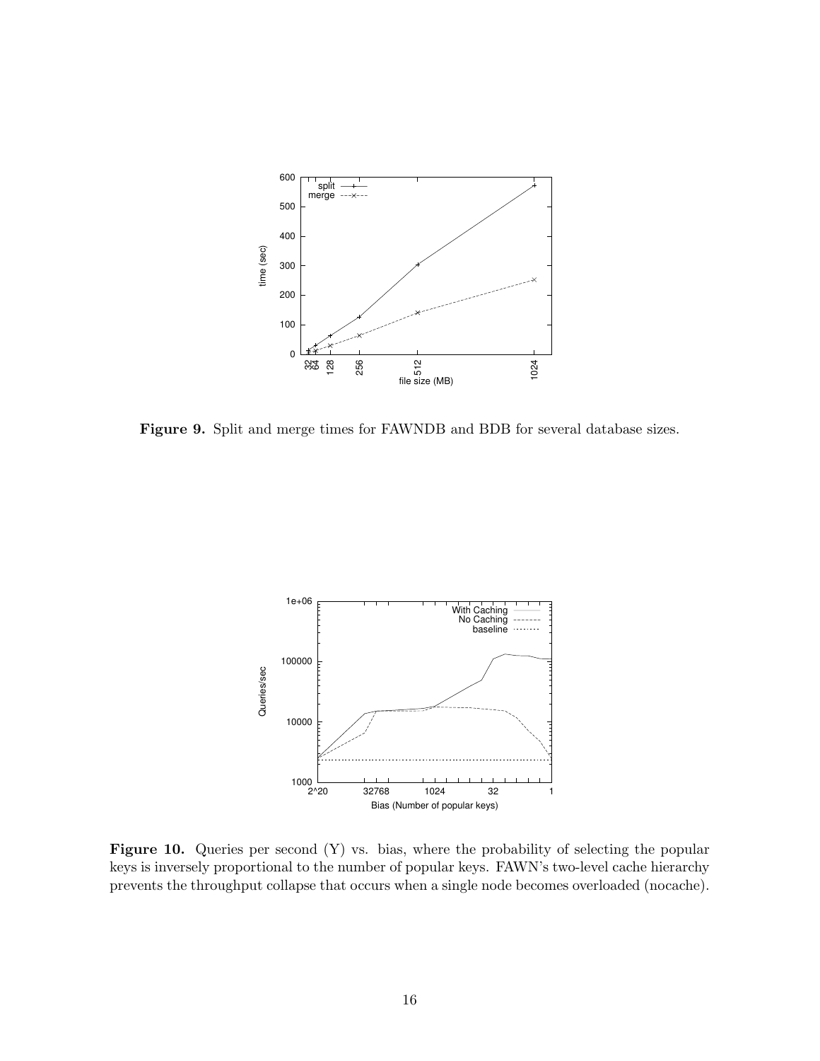**Figure 9.** Split and merge times for FAWNDB and BDB for several database sizes.

**Figure 10.** Queries per second (Y) vs. bias, where the probability of selecting the popular keys is inversely proportional to the number of popular keys. FAWN's two-level cache hierarchy prevents the throughput collapse that occurs when a single node becomes overloaded (nocache).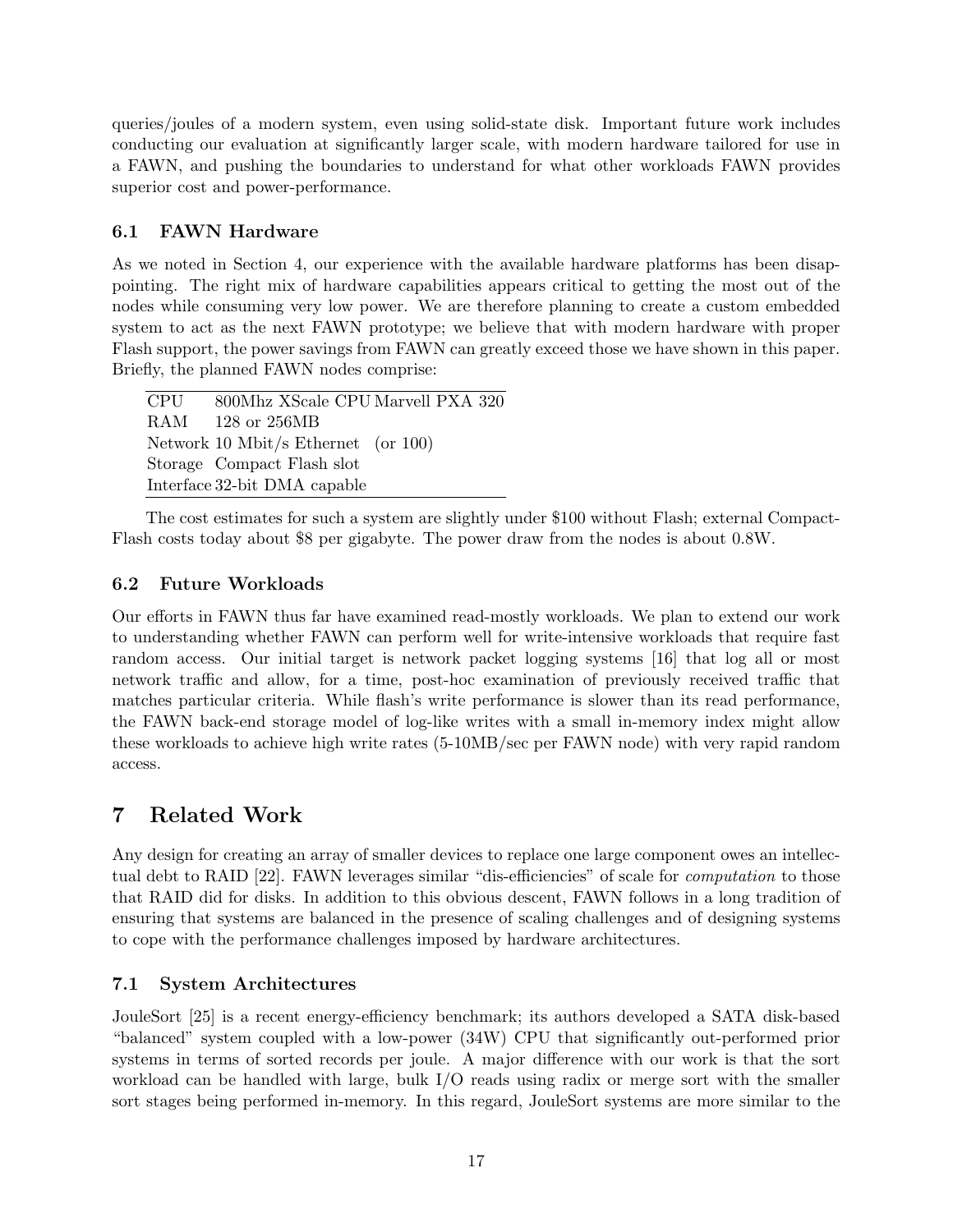queries/joules of a modern system, even using solid-state disk. Important future work includes conducting our evaluation at significantly larger scale, with modern hardware tailored for use in a FAWN, and pushing the boundaries to understand for what other workloads FAWN provides superior cost and power-performance.

### 6.1 FAWN Hardware

As we noted in Section 4, our experience with the available hardware platforms has been disappointing. The right mix of hardware capabilities appears critical to getting the most out of the nodes while consuming very low power. We are therefore planning to create a custom embedded system to act as the next FAWN prototype; we believe that with modern hardware with proper Flash support, the power savings from FAWN can greatly exceed those we have shown in this paper. Briefly, the planned FAWN nodes comprise:

| | |
|---|---|
| CPU | 800Mhz XScale CPU Marvell PXA 320 |
| RAM | 128 or 256MB |
| Network | 10 Mbit/s Ethernet (or 100) |
| Storage | Compact Flash slot |
| Interface | 32-bit DMA capable |

The cost estimates for such a system are slightly under $100 without Flash; external CompactFlash costs today about $8 per gigabyte. The power draw from the nodes is about 0.8W.

### 6.2 Future Workloads

Our efforts in FAWN thus far have examined read-mostly workloads. We plan to extend our work to understanding whether FAWN can perform well for write-intensive workloads that require fast random access. Our initial target is network packet logging systems [16] that log all or most network traffic and allow, for a time, post-hoc examination of previously received traffic that matches particular criteria. While flash's write performance is slower than its read performance, the FAWN back-end storage model of log-like writes with a small in-memory index might allow these workloads to achieve high write rates (5-10MB/sec per FAWN node) with very rapid random access.

## 7 Related Work

Any design for creating an array of smaller devices to replace one large component owes an intellectual debt to RAID [22]. FAWN leverages similar "dis-efficiencies" of scale for *computation* to those that RAID did for disks. In addition to this obvious descent, FAWN follows in a long tradition of ensuring that systems are balanced in the presence of scaling challenges and of designing systems to cope with the performance challenges imposed by hardware architectures.

### 7.1 System Architectures

JouleSort [25] is a recent energy-efficiency benchmark; its authors developed a SATA disk-based "balanced" system coupled with a low-power (34W) CPU that significantly out-performed prior systems in terms of sorted records per joule. A major difference with our work is that the sort workload can be handled with large, bulk I/O reads using radix or merge sort with the smaller sort stages being performed in-memory. In this regard, JouleSort systems are more similar to the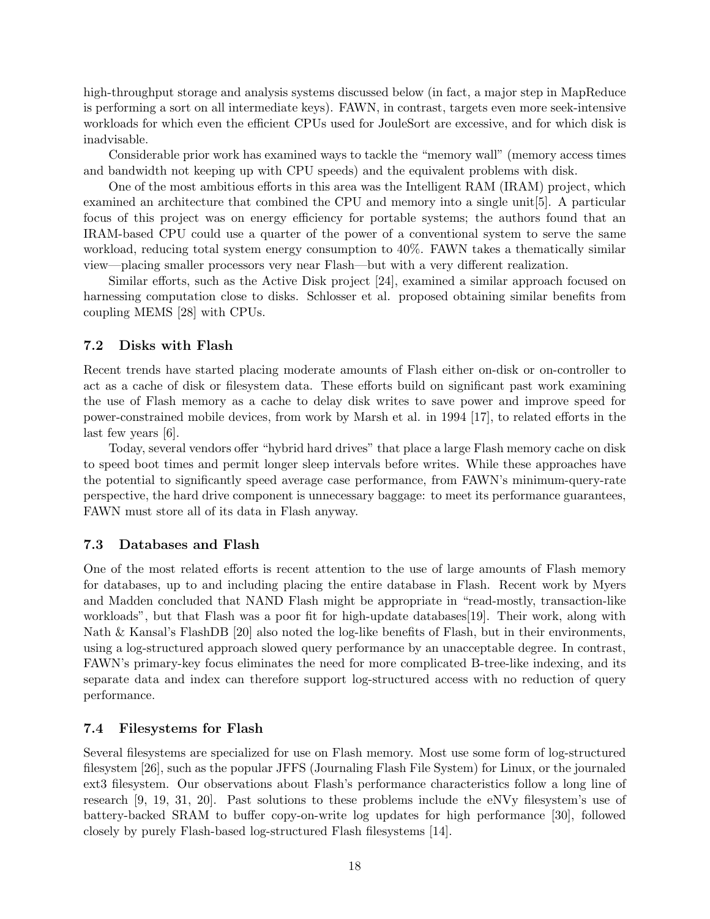high-throughput storage and analysis systems discussed below (in fact, a major step in MapReduce is performing a sort on all intermediate keys). FAWN, in contrast, targets even more seek-intensive workloads for which even the efficient CPUs used for JouleSort are excessive, and for which disk is inadvisable.

Considerable prior work has examined ways to tackle the "memory wall" (memory access times and bandwidth not keeping up with CPU speeds) and the equivalent problems with disk.

One of the most ambitious efforts in this area was the Intelligent RAM (IRAM) project, which examined an architecture that combined the CPU and memory into a single unit[5]. A particular focus of this project was on energy efficiency for portable systems; the authors found that an IRAM-based CPU could use a quarter of the power of a conventional system to serve the same workload, reducing total system energy consumption to 40%. FAWN takes a thematically similar view—placing smaller processors very near Flash—but with a very different realization.

Similar efforts, such as the Active Disk project [24], examined a similar approach focused on harnessing computation close to disks. Schlosser et al. proposed obtaining similar benefits from coupling MEMS [28] with CPUs.

### 7.2 Disks with Flash

Recent trends have started placing moderate amounts of Flash either on-disk or on-controller to act as a cache of disk or filesystem data. These efforts build on significant past work examining the use of Flash memory as a cache to delay disk writes to save power and improve speed for power-constrained mobile devices, from work by Marsh et al. in 1994 [17], to related efforts in the last few years [6].

Today, several vendors offer "hybrid hard drives" that place a large Flash memory cache on disk to speed boot times and permit longer sleep intervals before writes. While these approaches have the potential to significantly speed average case performance, from FAWN's minimum-query-rate perspective, the hard drive component is unnecessary baggage: to meet its performance guarantees, FAWN must store all of its data in Flash anyway.

### 7.3 Databases and Flash

One of the most related efforts is recent attention to the use of large amounts of Flash memory for databases, up to and including placing the entire database in Flash. Recent work by Myers and Madden concluded that NAND Flash might be appropriate in "read-mostly, transaction-like workloads", but that Flash was a poor fit for high-update databases[19]. Their work, along with Nath & Kansal's FlashDB [20] also noted the log-like benefits of Flash, but in their environments, using a log-structured approach slowed query performance by an unacceptable degree. In contrast, FAWN's primary-key focus eliminates the need for more complicated B-tree-like indexing, and its separate data and index can therefore support log-structured access with no reduction of query performance.

### 7.4 Filesystems for Flash

Several filesystems are specialized for use on Flash memory. Most use some form of log-structured filesystem [26], such as the popular JFFS (Journaling Flash File System) for Linux, or the journaled ext3 filesystem. Our observations about Flash's performance characteristics follow a long line of research [9, 19, 31, 20]. Past solutions to these problems include the eNVy filesystem's use of battery-backed SRAM to buffer copy-on-write log updates for high performance [30], followed closely by purely Flash-based log-structured Flash filesystems [14].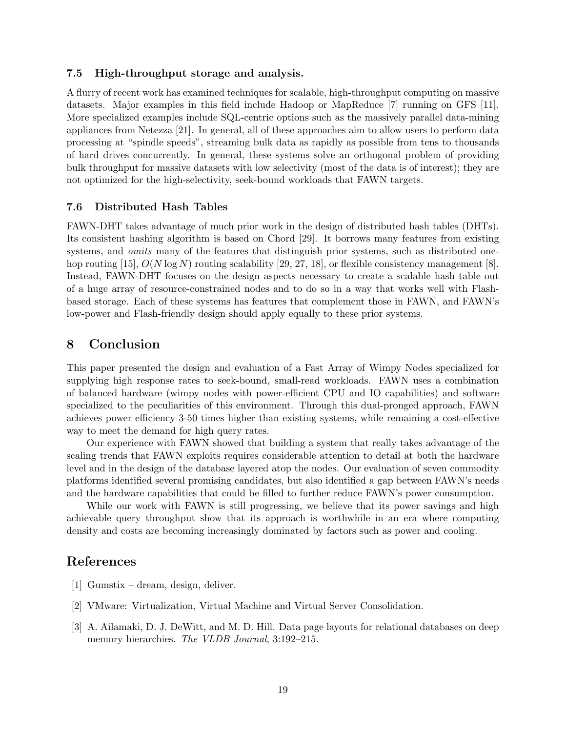### 7.5 High-throughput storage and analysis.

A flurry of recent work has examined techniques for scalable, high-throughput computing on massive datasets. Major examples in this field include Hadoop or MapReduce [7] running on GFS [11]. More specialized examples include SQL-centric options such as the massively parallel data-mining appliances from Netezza [21]. In general, all of these approaches aim to allow users to perform data processing at "spindle speeds", streaming bulk data as rapidly as possible from tens to thousands of hard drives concurrently. In general, these systems solve an orthogonal problem of providing bulk throughput for massive datasets with low selectivity (most of the data is of interest); they are not optimized for the high-selectivity, seek-bound workloads that FAWN targets.

### 7.6 Distributed Hash Tables

FAWN-DHT takes advantage of much prior work in the design of distributed hash tables (DHTs). Its consistent hashing algorithm is based on Chord [29]. It borrows many features from existing systems, and *omits* many of the features that distinguish prior systems, such as distributed one-hop routing [15], $O(N \log N)$ routing scalability [29, 27, 18], or flexible consistency management [8]. Instead, FAWN-DHT focuses on the design aspects necessary to create a scalable hash table out of a huge array of resource-constrained nodes and to do so in a way that works well with Flash-based storage. Each of these systems has features that complement those in FAWN, and FAWN's low-power and Flash-friendly design should apply equally to these prior systems.

## 8 Conclusion

This paper presented the design and evaluation of a Fast Array of Wimpy Nodes specialized for supplying high response rates to seek-bound, small-read workloads. FAWN uses a combination of balanced hardware (wimpy nodes with power-efficient CPU and IO capabilities) and software specialized to the peculiarities of this environment. Through this dual-pronged approach, FAWN achieves power efficiency 3-50 times higher than existing systems, while remaining a cost-effective way to meet the demand for high query rates.

Our experience with FAWN showed that building a system that really takes advantage of the scaling trends that FAWN exploits requires considerable attention to detail at both the hardware level and in the design of the database layered atop the nodes. Our evaluation of seven commodity platforms identified several promising candidates, but also identified a gap between FAWN's needs and the hardware capabilities that could be filled to further reduce FAWN's power consumption.

While our work with FAWN is still progressing, we believe that its power savings and high achievable query throughput show that its approach is worthwhile in an era where computing density and costs are becoming increasingly dominated by factors such as power and cooling.

## References

[1] Gumstix – dream, design, deliver.

[2] VMware: Virtualization, Virtual Machine and Virtual Server Consolidation.

[3] A. Ailamaki, D. J. DeWitt, and M. D. Hill. Data page layouts for relational databases on deep memory hierarchies. *The VLDB Journal*, 3:192–215.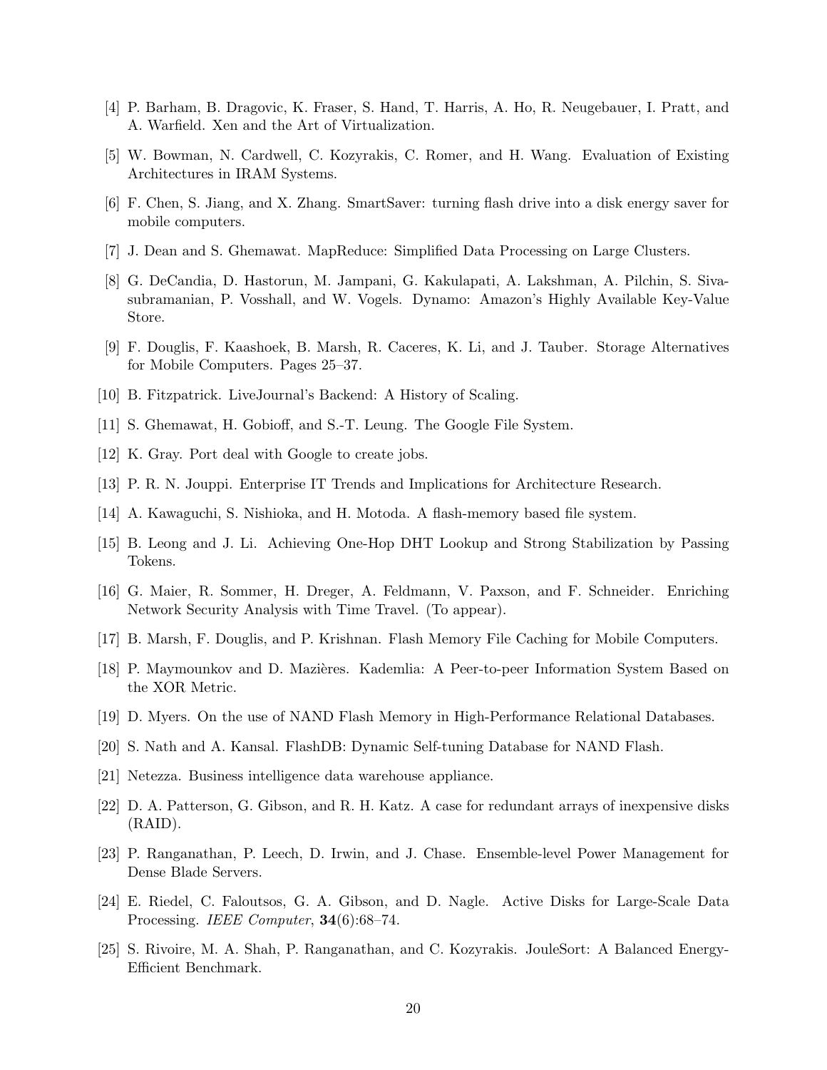[4] P. Barham, B. Dragovic, K. Fraser, S. Hand, T. Harris, A. Ho, R. Neugebauer, I. Pratt, and A. Warfield. Xen and the Art of Virtualization.

[5] W. Bowman, N. Cardwell, C. Kozyrakis, C. Romer, and H. Wang. Evaluation of Existing Architectures in IRAM Systems.

[6] F. Chen, S. Jiang, and X. Zhang. SmartSaver: turning flash drive into a disk energy saver for mobile computers.

[7] J. Dean and S. Ghemawat. MapReduce: Simplified Data Processing on Large Clusters.

[8] G. DeCandia, D. Hastorun, M. Jampani, G. Kakulapati, A. Lakshman, A. Pilchin, S. Sivasubramanian, P. Vosshall, and W. Vogels. Dynamo: Amazon's Highly Available Key-Value Store.

[9] F. Douglis, F. Kaashoek, B. Marsh, R. Caceres, K. Li, and J. Tauber. Storage Alternatives for Mobile Computers. Pages 25–37.

[10] B. Fitzpatrick. LiveJournal's Backend: A History of Scaling.

[11] S. Ghemawat, H. Gobioff, and S.-T. Leung. The Google File System.

[12] K. Gray. Port deal with Google to create jobs.

[13] P. R. N. Jouppi. Enterprise IT Trends and Implications for Architecture Research.

[14] A. Kawaguchi, S. Nishioka, and H. Motoda. A flash-memory based file system.

[15] B. Leong and J. Li. Achieving One-Hop DHT Lookup and Strong Stabilization by Passing Tokens.

[16] G. Maier, R. Sommer, H. Dreger, A. Feldmann, V. Paxson, and F. Schneider. Enriching Network Security Analysis with Time Travel. (To appear).

[17] B. Marsh, F. Douglis, and P. Krishnan. Flash Memory File Caching for Mobile Computers.

[18] P. Maymounkov and D. Mazières. Kademlia: A Peer-to-peer Information System Based on the XOR Metric.

[19] D. Myers. On the use of NAND Flash Memory in High-Performance Relational Databases.

[20] S. Nath and A. Kansal. FlashDB: Dynamic Self-tuning Database for NAND Flash.

[21] Netezza. Business intelligence data warehouse appliance.

[22] D. A. Patterson, G. Gibson, and R. H. Katz. A case for redundant arrays of inexpensive disks (RAID).

[23] P. Ranganathan, P. Leech, D. Irwin, and J. Chase. Ensemble-level Power Management for Dense Blade Servers.

[24] E. Riedel, C. Faloutsos, G. A. Gibson, and D. Nagle. Active Disks for Large-Scale Data Processing. *IEEE Computer*, **34**(6):68–74.

[25] S. Rivoire, M. A. Shah, P. Ranganathan, and C. Kozyrakis. JouleSort: A Balanced Energy-Efficient Benchmark.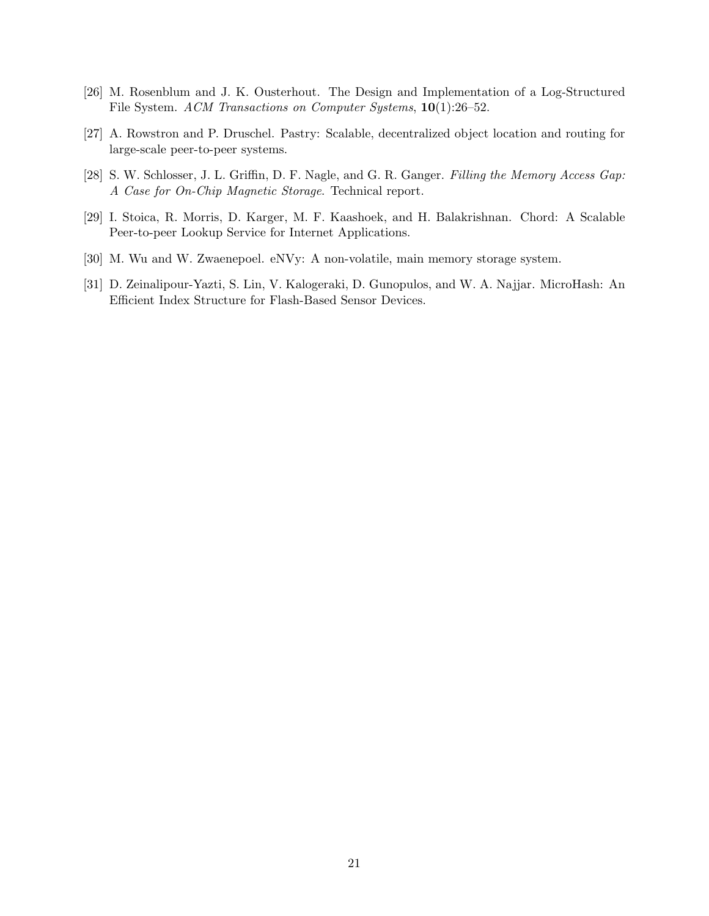[26] M. Rosenblum and J. K. Ousterhout. The Design and Implementation of a Log-Structured File System. *ACM Transactions on Computer Systems*, **10**(1):26–52.

[27] A. Rowstron and P. Druschel. Pastry: Scalable, decentralized object location and routing for large-scale peer-to-peer systems.

[28] S. W. Schlosser, J. L. Griffin, D. F. Nagle, and G. R. Ganger. *Filling the Memory Access Gap: A Case for On-Chip Magnetic Storage*. Technical report.

[29] I. Stoica, R. Morris, D. Karger, M. F. Kaashoek, and H. Balakrishnan. Chord: A Scalable Peer-to-peer Lookup Service for Internet Applications.

[30] M. Wu and W. Zwaenepoel. eNVy: A non-volatile, main memory storage system.

[31] D. Zeinalipour-Yazti, S. Lin, V. Kalogeraki, D. Gunopulos, and W. A. Najjar. MicroHash: An Efficient Index Structure for Flash-Based Sensor Devices.